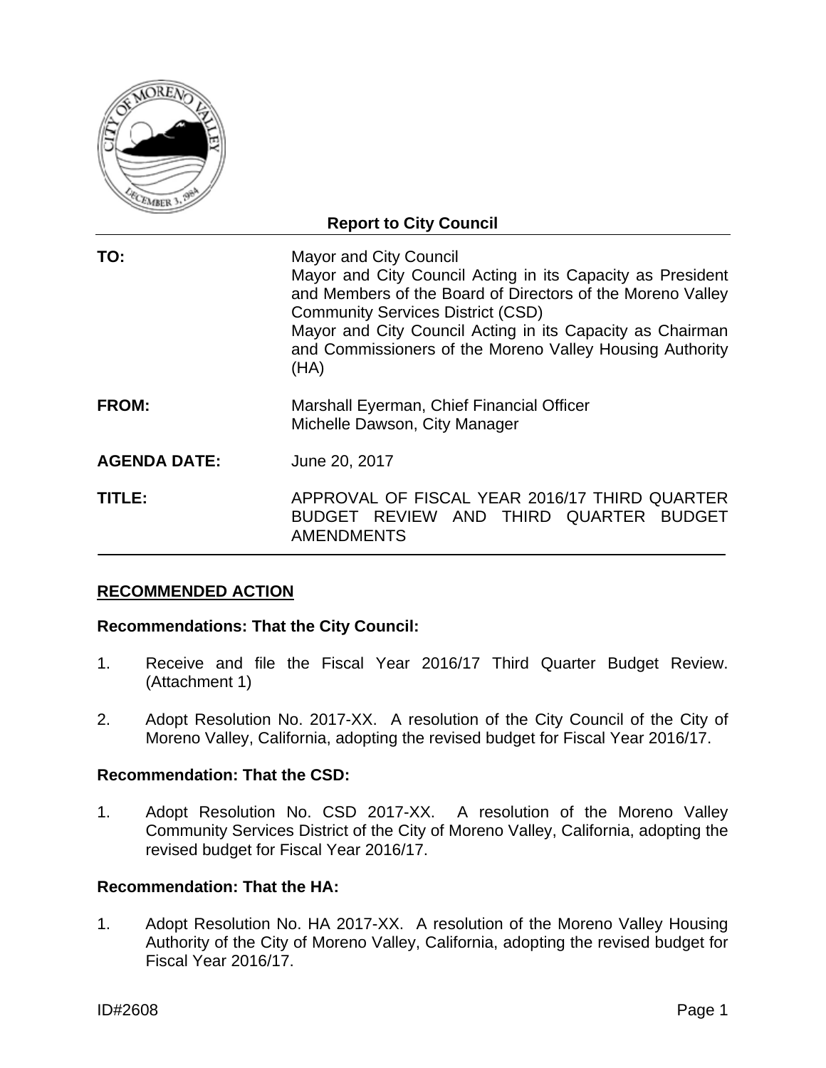**Report to City Council**

| | |
|---|---|
| **TO:** | Mayor and City Council<br>Mayor and City Council Acting in its Capacity as President and Members of the Board of Directors of the Moreno Valley Community Services District (CSD)<br>Mayor and City Council Acting in its Capacity as Chairman and Commissioners of the Moreno Valley Housing Authority (HA) |
| **FROM:** | Marshall Eyerman, Chief Financial Officer<br>Michelle Dawson, City Manager |
| **AGENDA DATE:** | June 20, 2017 |
| **TITLE:** | APPROVAL OF FISCAL YEAR 2016/17 THIRD QUARTER BUDGET REVIEW AND THIRD QUARTER BUDGET AMENDMENTS |

## RECOMMENDED ACTION

**Recommendations: That the City Council:**

1. Receive and file the Fiscal Year 2016/17 Third Quarter Budget Review. (Attachment 1)

2. Adopt Resolution No. 2017-XX. A resolution of the City Council of the City of Moreno Valley, California, adopting the revised budget for Fiscal Year 2016/17.

**Recommendation: That the CSD:**

1. Adopt Resolution No. CSD 2017-XX. A resolution of the Moreno Valley Community Services District of the City of Moreno Valley, California, adopting the revised budget for Fiscal Year 2016/17.

**Recommendation: That the HA:**

1. Adopt Resolution No. HA 2017-XX. A resolution of the Moreno Valley Housing Authority of the City of Moreno Valley, California, adopting the revised budget for Fiscal Year 2016/17.

ID#2608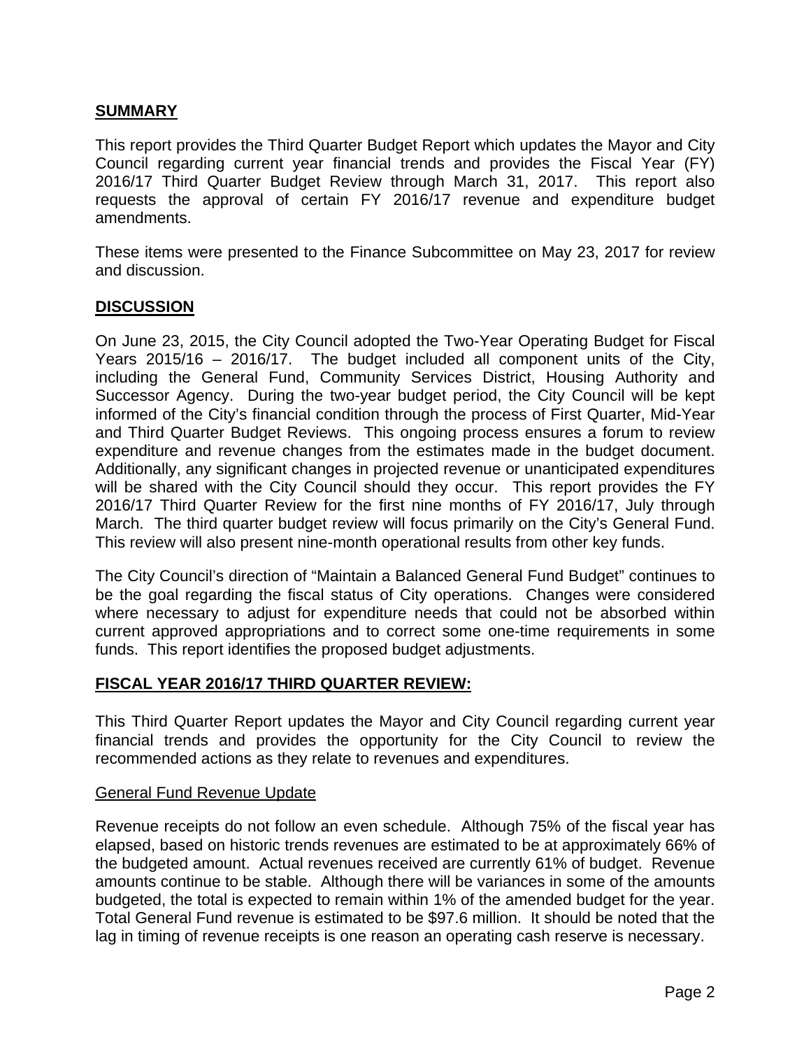## **SUMMARY**

This report provides the Third Quarter Budget Report which updates the Mayor and City Council regarding current year financial trends and provides the Fiscal Year (FY) 2016/17 Third Quarter Budget Review through March 31, 2017. This report also requests the approval of certain FY 2016/17 revenue and expenditure budget amendments.

These items were presented to the Finance Subcommittee on May 23, 2017 for review and discussion.

## **DISCUSSION**

On June 23, 2015, the City Council adopted the Two-Year Operating Budget for Fiscal Years 2015/16 – 2016/17. The budget included all component units of the City, including the General Fund, Community Services District, Housing Authority and Successor Agency. During the two-year budget period, the City Council will be kept informed of the City's financial condition through the process of First Quarter, Mid-Year and Third Quarter Budget Reviews. This ongoing process ensures a forum to review expenditure and revenue changes from the estimates made in the budget document. Additionally, any significant changes in projected revenue or unanticipated expenditures will be shared with the City Council should they occur. This report provides the FY 2016/17 Third Quarter Review for the first nine months of FY 2016/17, July through March. The third quarter budget review will focus primarily on the City's General Fund. This review will also present nine-month operational results from other key funds.

The City Council's direction of "Maintain a Balanced General Fund Budget" continues to be the goal regarding the fiscal status of City operations. Changes were considered where necessary to adjust for expenditure needs that could not be absorbed within current approved appropriations and to correct some one-time requirements in some funds. This report identifies the proposed budget adjustments.

## **FISCAL YEAR 2016/17 THIRD QUARTER REVIEW:**

This Third Quarter Report updates the Mayor and City Council regarding current year financial trends and provides the opportunity for the City Council to review the recommended actions as they relate to revenues and expenditures.

### General Fund Revenue Update

Revenue receipts do not follow an even schedule. Although 75% of the fiscal year has elapsed, based on historic trends revenues are estimated to be at approximately 66% of the budgeted amount. Actual revenues received are currently 61% of budget. Revenue amounts continue to be stable. Although there will be variances in some of the amounts budgeted, the total is expected to remain within 1% of the amended budget for the year. Total General Fund revenue is estimated to be $97.6 million. It should be noted that the lag in timing of revenue receipts is one reason an operating cash reserve is necessary.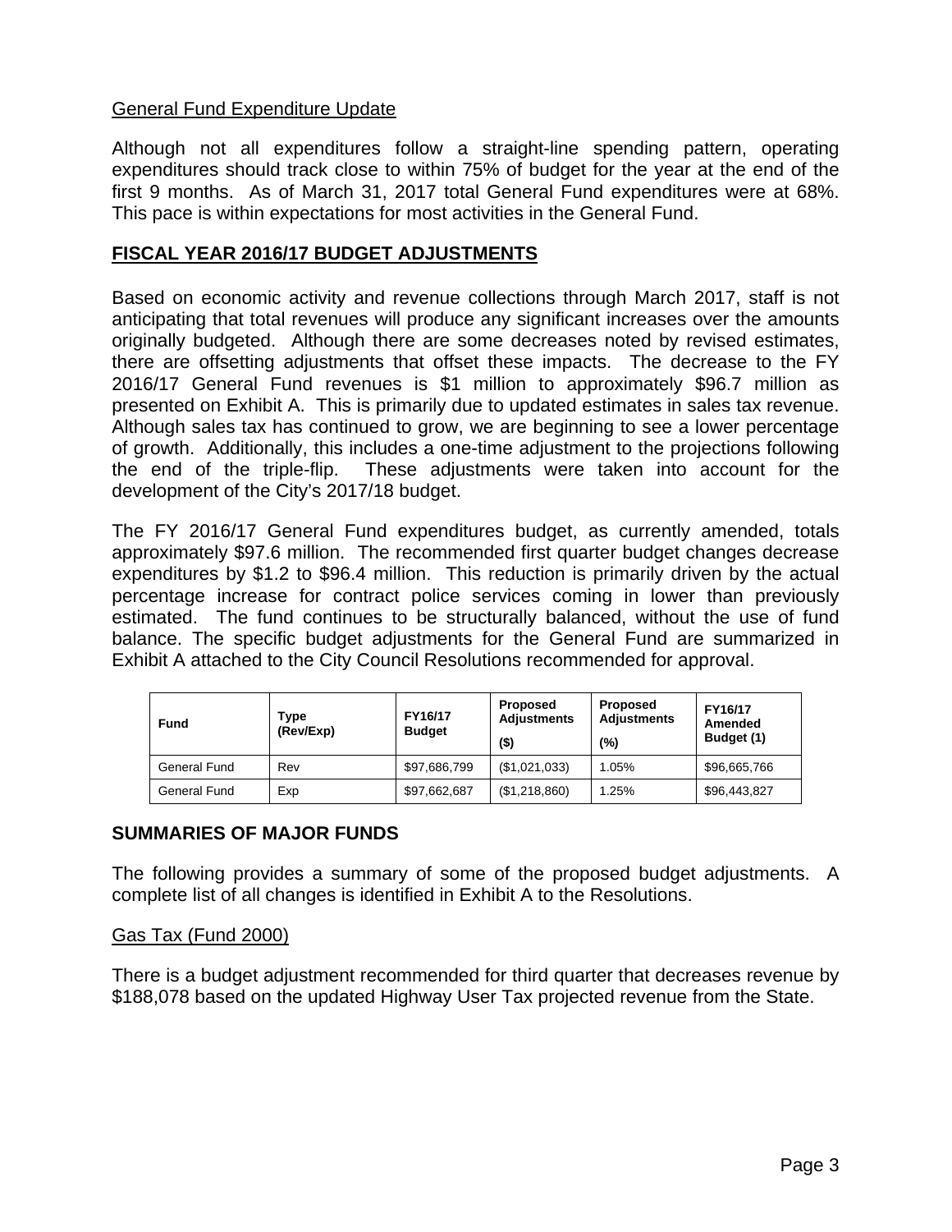<u>General Fund Expenditure Update</u>

Although not all expenditures follow a straight-line spending pattern, operating expenditures should track close to within 75% of budget for the year at the end of the first 9 months. As of March 31, 2017 total General Fund expenditures were at 68%. This pace is within expectations for most activities in the General Fund.

## FISCAL YEAR 2016/17 BUDGET ADJUSTMENTS

Based on economic activity and revenue collections through March 2017, staff is not anticipating that total revenues will produce any significant increases over the amounts originally budgeted. Although there are some decreases noted by revised estimates, there are offsetting adjustments that offset these impacts. The decrease to the FY 2016/17 General Fund revenues is $1 million to approximately $96.7 million as presented on Exhibit A. This is primarily due to updated estimates in sales tax revenue. Although sales tax has continued to grow, we are beginning to see a lower percentage of growth. Additionally, this includes a one-time adjustment to the projections following the end of the triple-flip. These adjustments were taken into account for the development of the City's 2017/18 budget.

The FY 2016/17 General Fund expenditures budget, as currently amended, totals approximately $97.6 million. The recommended first quarter budget changes decrease expenditures by $1.2 to $96.4 million. This reduction is primarily driven by the actual percentage increase for contract police services coming in lower than previously estimated. The fund continues to be structurally balanced, without the use of fund balance. The specific budget adjustments for the General Fund are summarized in Exhibit A attached to the City Council Resolutions recommended for approval.

| Fund | Type (Rev/Exp) | FY16/17 Budget | Proposed Adjustments ($) | Proposed Adjustments (%) | FY16/17 Amended Budget (1) |
|---|---|---|---|---|---|
| General Fund | Rev | $97,686,799 | ($1,021,033) | 1.05% | $96,665,766 |
| General Fund | Exp | $97,662,687 | ($1,218,860) | 1.25% | $96,443,827 |

## SUMMARIES OF MAJOR FUNDS

The following provides a summary of some of the proposed budget adjustments. A complete list of all changes is identified in Exhibit A to the Resolutions.

<u>Gas Tax (Fund 2000)</u>

There is a budget adjustment recommended for third quarter that decreases revenue by $188,078 based on the updated Highway User Tax projected revenue from the State.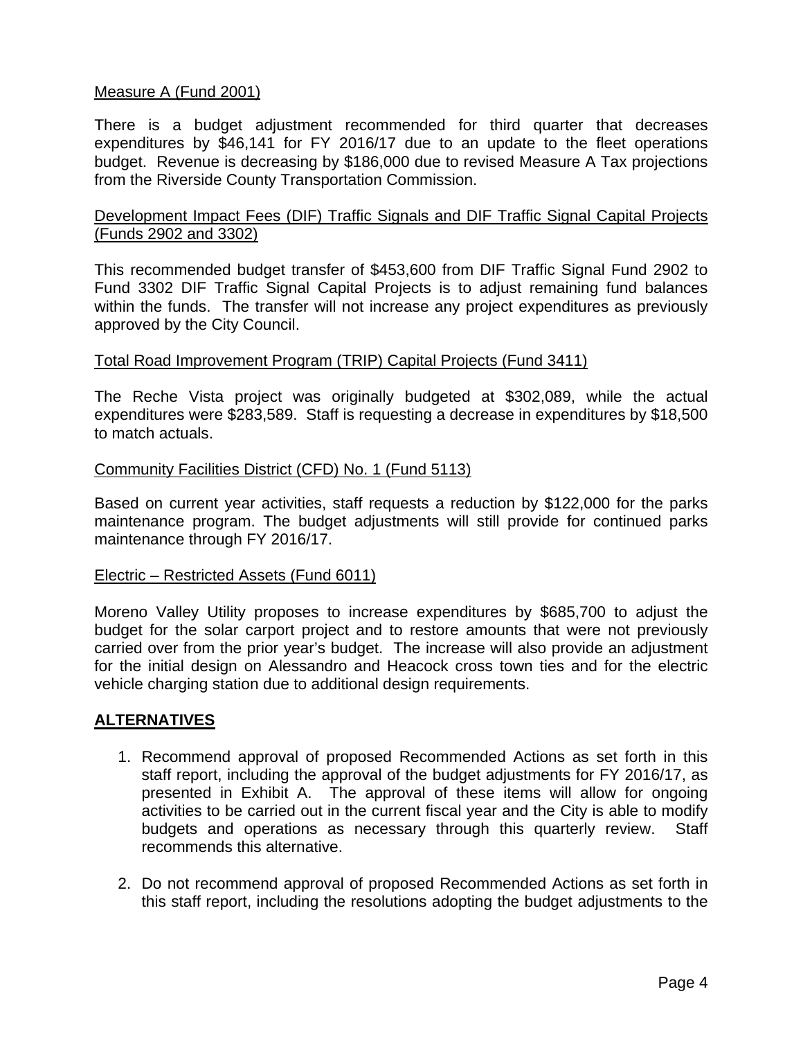Measure A (Fund 2001)

There is a budget adjustment recommended for third quarter that decreases expenditures by $46,141 for FY 2016/17 due to an update to the fleet operations budget. Revenue is decreasing by $186,000 due to revised Measure A Tax projections from the Riverside County Transportation Commission.

Development Impact Fees (DIF) Traffic Signals and DIF Traffic Signal Capital Projects (Funds 2902 and 3302)

This recommended budget transfer of $453,600 from DIF Traffic Signal Fund 2902 to Fund 3302 DIF Traffic Signal Capital Projects is to adjust remaining fund balances within the funds. The transfer will not increase any project expenditures as previously approved by the City Council.

Total Road Improvement Program (TRIP) Capital Projects (Fund 3411)

The Reche Vista project was originally budgeted at $302,089, while the actual expenditures were $283,589. Staff is requesting a decrease in expenditures by $18,500 to match actuals.

Community Facilities District (CFD) No. 1 (Fund 5113)

Based on current year activities, staff requests a reduction by $122,000 for the parks maintenance program. The budget adjustments will still provide for continued parks maintenance through FY 2016/17.

Electric – Restricted Assets (Fund 6011)

Moreno Valley Utility proposes to increase expenditures by $685,700 to adjust the budget for the solar carport project and to restore amounts that were not previously carried over from the prior year's budget. The increase will also provide an adjustment for the initial design on Alessandro and Heacock cross town ties and for the electric vehicle charging station due to additional design requirements.

## ALTERNATIVES

1. Recommend approval of proposed Recommended Actions as set forth in this staff report, including the approval of the budget adjustments for FY 2016/17, as presented in Exhibit A. The approval of these items will allow for ongoing activities to be carried out in the current fiscal year and the City is able to modify budgets and operations as necessary through this quarterly review. Staff recommends this alternative.

2. Do not recommend approval of proposed Recommended Actions as set forth in this staff report, including the resolutions adopting the budget adjustments to the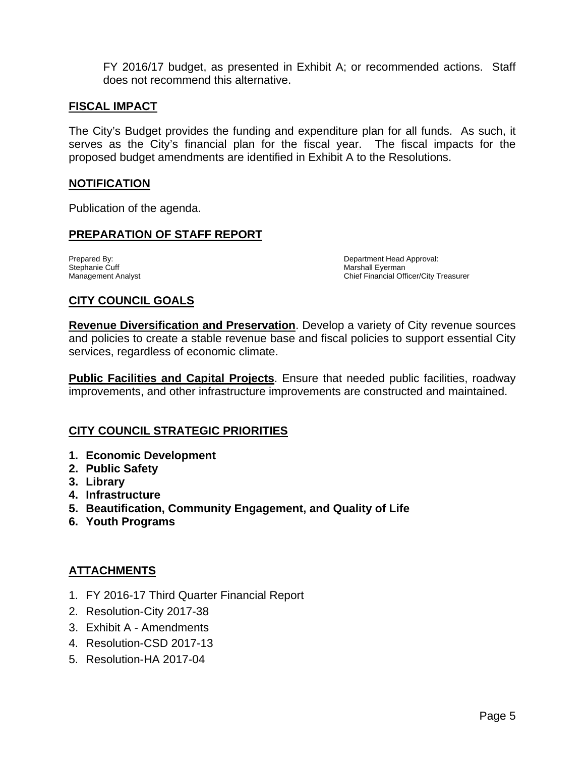FY 2016/17 budget, as presented in Exhibit A; or recommended actions. Staff does not recommend this alternative.

## FISCAL IMPACT

The City's Budget provides the funding and expenditure plan for all funds. As such, it serves as the City's financial plan for the fiscal year. The fiscal impacts for the proposed budget amendments are identified in Exhibit A to the Resolutions.

## NOTIFICATION

Publication of the agenda.

## PREPARATION OF STAFF REPORT

Prepared By:
Stephanie Cuff
Management Analyst

Department Head Approval:
Marshall Eyerman
Chief Financial Officer/City Treasurer

## CITY COUNCIL GOALS

**Revenue Diversification and Preservation**. Develop a variety of City revenue sources and policies to create a stable revenue base and fiscal policies to support essential City services, regardless of economic climate.

**Public Facilities and Capital Projects**. Ensure that needed public facilities, roadway improvements, and other infrastructure improvements are constructed and maintained.

## CITY COUNCIL STRATEGIC PRIORITIES

1. **Economic Development**
2. **Public Safety**
3. **Library**
4. **Infrastructure**
5. **Beautification, Community Engagement, and Quality of Life**
6. **Youth Programs**

## ATTACHMENTS

1. FY 2016-17 Third Quarter Financial Report
2. Resolution-City 2017-38
3. Exhibit A - Amendments
4. Resolution-CSD 2017-13
5. Resolution-HA 2017-04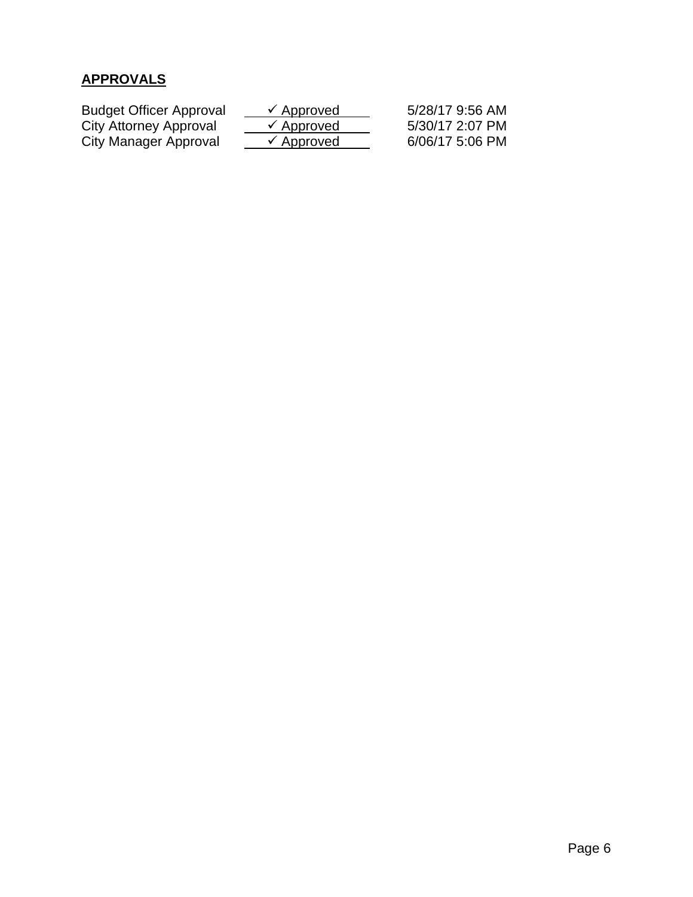**APPROVALS**

| | | |
|---|---|---|
| Budget Officer Approval | ✓ Approved | 5/28/17 9:56 AM |
| City Attorney Approval | ✓ Approved | 5/30/17 2:07 PM |
| City Manager Approval | ✓ Approved | 6/06/17 5:06 PM |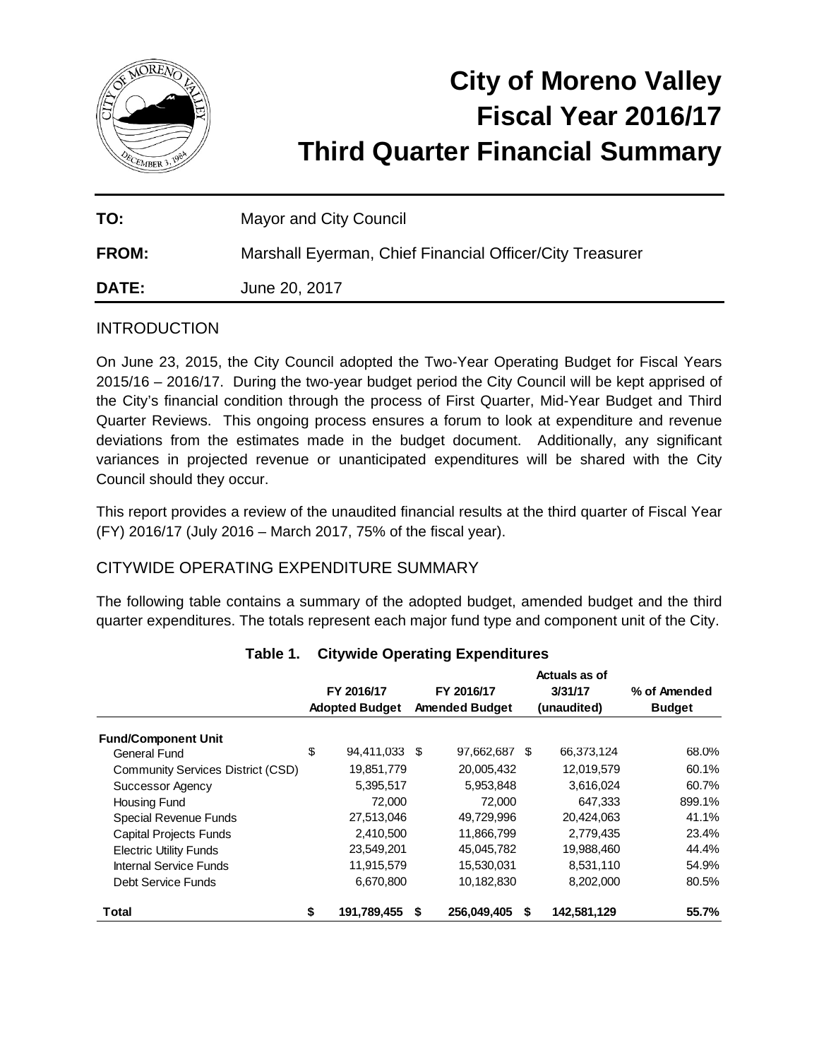# City of Moreno Valley Fiscal Year 2016/17 Third Quarter Financial Summary

**TO:** Mayor and City Council

**FROM:** Marshall Eyerman, Chief Financial Officer/City Treasurer

**DATE:** June 20, 2017

## INTRODUCTION

On June 23, 2015, the City Council adopted the Two-Year Operating Budget for Fiscal Years 2015/16 – 2016/17. During the two-year budget period the City Council will be kept apprised of the City's financial condition through the process of First Quarter, Mid-Year Budget and Third Quarter Reviews. This ongoing process ensures a forum to look at expenditure and revenue deviations from the estimates made in the budget document. Additionally, any significant variances in projected revenue or unanticipated expenditures will be shared with the City Council should they occur.

This report provides a review of the unaudited financial results at the third quarter of Fiscal Year (FY) 2016/17 (July 2016 – March 2017, 75% of the fiscal year).

## CITYWIDE OPERATING EXPENDITURE SUMMARY

The following table contains a summary of the adopted budget, amended budget and the third quarter expenditures. The totals represent each major fund type and component unit of the City.

**Table 1. Citywide Operating Expenditures**

| | FY 2016/17 Adopted Budget | FY 2016/17 Amended Budget | Actuals as of 3/31/17 (unaudited) | % of Amended Budget |
|---|---|---|---|---|
| **Fund/Component Unit** | | | | |
| General Fund | $ 94,411,033 | $ 97,662,687 | $ 66,373,124 | 68.0% |
| Community Services District (CSD) | 19,851,779 | 20,005,432 | 12,019,579 | 60.1% |
| Successor Agency | 5,395,517 | 5,953,848 | 3,616,024 | 60.7% |
| Housing Fund | 72,000 | 72,000 | 647,333 | 899.1% |
| Special Revenue Funds | 27,513,046 | 49,729,996 | 20,424,063 | 41.1% |
| Capital Projects Funds | 2,410,500 | 11,866,799 | 2,779,435 | 23.4% |
| Electric Utility Funds | 23,549,201 | 45,045,782 | 19,988,460 | 44.4% |
| Internal Service Funds | 11,915,579 | 15,530,031 | 8,531,110 | 54.9% |
| Debt Service Funds | 6,670,800 | 10,182,830 | 8,202,000 | 80.5% |
| **Total** | **$ 191,789,455** | **$ 256,049,405** | **$ 142,581,129** | **55.7%** |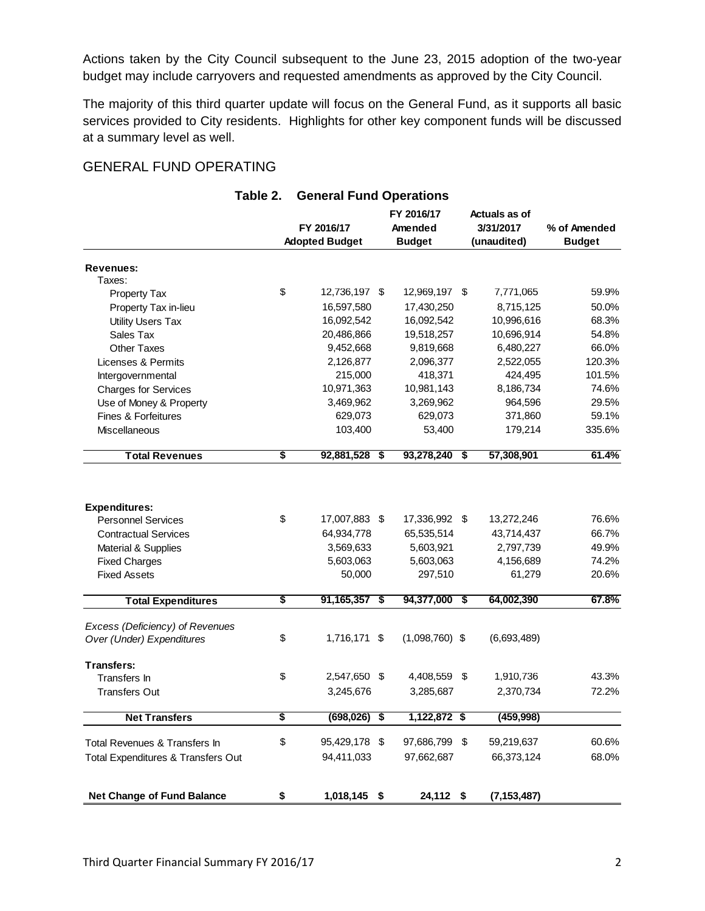Actions taken by the City Council subsequent to the June 23, 2015 adoption of the two-year budget may include carryovers and requested amendments as approved by the City Council.

The majority of this third quarter update will focus on the General Fund, as it supports all basic services provided to City residents. Highlights for other key component funds will be discussed at a summary level as well.

## GENERAL FUND OPERATING

**Table 2. General Fund Operations**

| | FY 2016/17 Adopted Budget | FY 2016/17 Amended Budget | Actuals as of 3/31/2017 (unaudited) | % of Amended Budget |
|---|---|---|---|---|
| **Revenues:** | | | | |
| Taxes: | | | | |
| Property Tax | $ 12,736,197 | $ 12,969,197 | $ 7,771,065 | 59.9% |
| Property Tax in-lieu | 16,597,580 | 17,430,250 | 8,715,125 | 50.0% |
| Utility Users Tax | 16,092,542 | 16,092,542 | 10,996,616 | 68.3% |
| Sales Tax | 20,486,866 | 19,518,257 | 10,696,914 | 54.8% |
| Other Taxes | 9,452,668 | 9,819,668 | 6,480,227 | 66.0% |
| Licenses & Permits | 2,126,877 | 2,096,377 | 2,522,055 | 120.3% |
| Intergovernmental | 215,000 | 418,371 | 424,495 | 101.5% |
| Charges for Services | 10,971,363 | 10,981,143 | 8,186,734 | 74.6% |
| Use of Money & Property | 3,469,962 | 3,269,962 | 964,596 | 29.5% |
| Fines & Forfeitures | 629,073 | 629,073 | 371,860 | 59.1% |
| Miscellaneous | 103,400 | 53,400 | 179,214 | 335.6% |
| **Total Revenues** | **$ 92,881,528** | **$ 93,278,240** | **$ 57,308,901** | **61.4%** |
| **Expenditures:** | | | | |
| Personnel Services | $ 17,007,883 | $ 17,336,992 | $ 13,272,246 | 76.6% |
| Contractual Services | 64,934,778 | 65,535,514 | 43,714,437 | 66.7% |
| Material & Supplies | 3,569,633 | 5,603,921 | 2,797,739 | 49.9% |
| Fixed Charges | 5,603,063 | 5,603,063 | 4,156,689 | 74.2% |
| Fixed Assets | 50,000 | 297,510 | 61,279 | 20.6% |
| **Total Expenditures** | **$ 91,165,357** | **$ 94,377,000** | **$ 64,002,390** | **67.8%** |
| *Excess (Deficiency) of Revenues Over (Under) Expenditures* | $ 1,716,171 | $ (1,098,760) | $ (6,693,489) | |
| **Transfers:** | | | | |
| Transfers In | $ 2,547,650 | $ 4,408,559 | $ 1,910,736 | 43.3% |
| Transfers Out | 3,245,676 | 3,285,687 | 2,370,734 | 72.2% |
| **Net Transfers** | **$ (698,026)** | **$ 1,122,872** | **$ (459,998)** | |
| Total Revenues & Transfers In | $ 95,429,178 | $ 97,686,799 | $ 59,219,637 | 60.6% |
| Total Expenditures & Transfers Out | 94,411,033 | 97,662,687 | 66,373,124 | 68.0% |
| **Net Change of Fund Balance** | **$ 1,018,145** | **$ 24,112** | **$ (7,153,487)** | |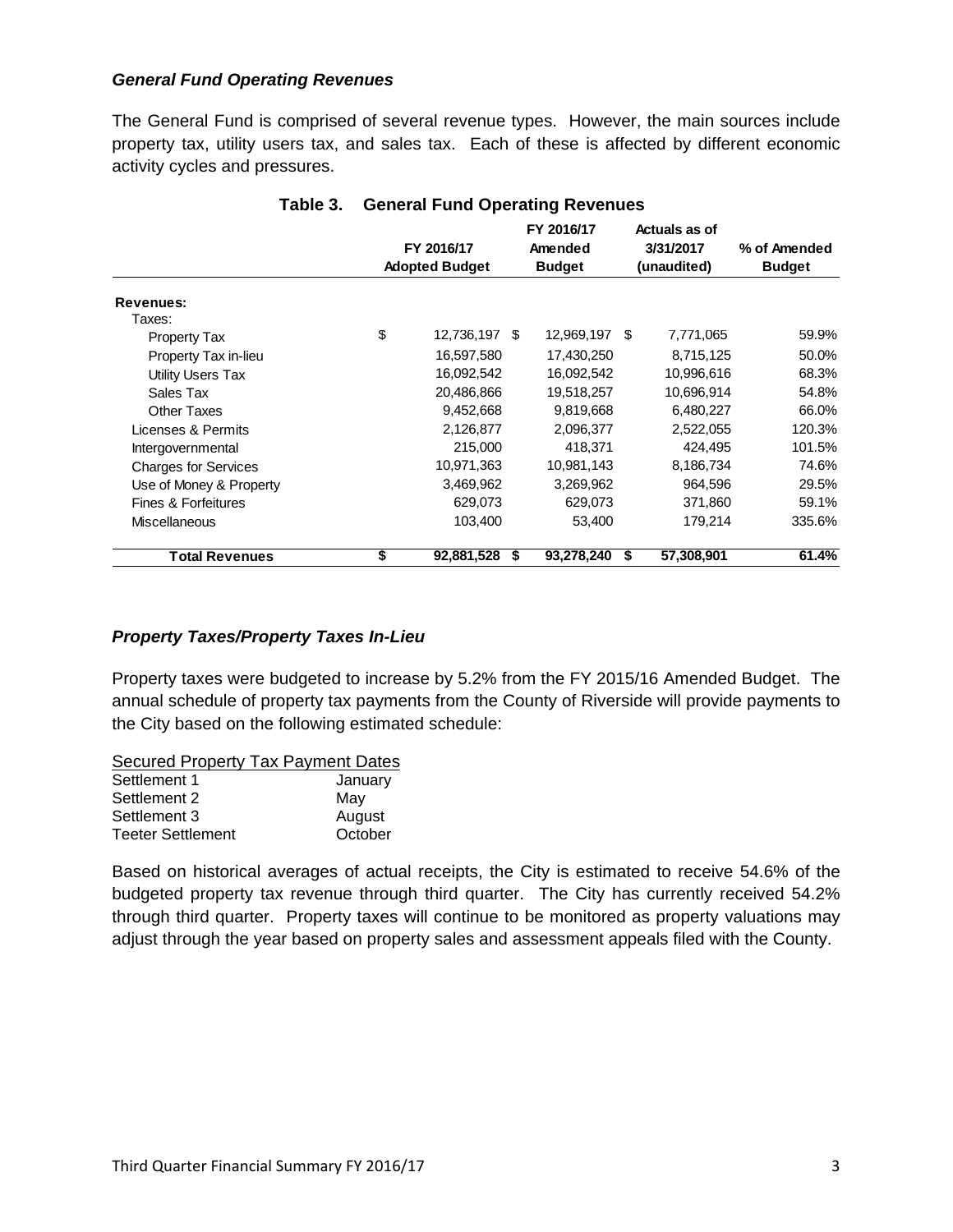***General Fund Operating Revenues***

The General Fund is comprised of several revenue types. However, the main sources include property tax, utility users tax, and sales tax. Each of these is affected by different economic activity cycles and pressures.

**Table 3. General Fund Operating Revenues**

| | FY 2016/17 Adopted Budget | FY 2016/17 Amended Budget | Actuals as of 3/31/2017 (unaudited) | % of Amended Budget |
|---|---|---|---|---|
| **Revenues:** | | | | |
| Taxes: | | | | |
| Property Tax | $ 12,736,197 | $ 12,969,197 | $ 7,771,065 | 59.9% |
| Property Tax in-lieu | 16,597,580 | 17,430,250 | 8,715,125 | 50.0% |
| Utility Users Tax | 16,092,542 | 16,092,542 | 10,996,616 | 68.3% |
| Sales Tax | 20,486,866 | 19,518,257 | 10,696,914 | 54.8% |
| Other Taxes | 9,452,668 | 9,819,668 | 6,480,227 | 66.0% |
| Licenses & Permits | 2,126,877 | 2,096,377 | 2,522,055 | 120.3% |
| Intergovernmental | 215,000 | 418,371 | 424,495 | 101.5% |
| Charges for Services | 10,971,363 | 10,981,143 | 8,186,734 | 74.6% |
| Use of Money & Property | 3,469,962 | 3,269,962 | 964,596 | 29.5% |
| Fines & Forfeitures | 629,073 | 629,073 | 371,860 | 59.1% |
| Miscellaneous | 103,400 | 53,400 | 179,214 | 335.6% |
| **Total Revenues** | **$ 92,881,528** | **$ 93,278,240** | **$ 57,308,901** | **61.4%** |

***Property Taxes/Property Taxes In-Lieu***

Property taxes were budgeted to increase by 5.2% from the FY 2015/16 Amended Budget. The annual schedule of property tax payments from the County of Riverside will provide payments to the City based on the following estimated schedule:

| Secured Property Tax Payment Dates | |
|---|---|
| Settlement 1 | January |
| Settlement 2 | May |
| Settlement 3 | August |
| Teeter Settlement | October |

Based on historical averages of actual receipts, the City is estimated to receive 54.6% of the budgeted property tax revenue through third quarter. The City has currently received 54.2% through third quarter. Property taxes will continue to be monitored as property valuations may adjust through the year based on property sales and assessment appeals filed with the County.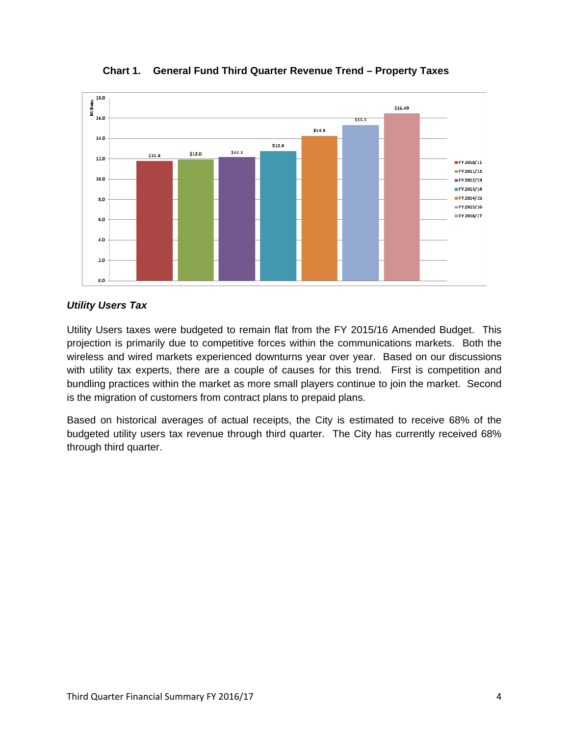**Chart 1. General Fund Third Quarter Revenue Trend – Property Taxes**

| Fiscal Year | Property Taxes (Millions) |
|---|---|
| FY 2010/11 | $11.8 |
| FY 2011/12 | $12.0 |
| FY 2012/13 | $12.1 |
| FY 2013/14 | $12.8 |
| FY 2014/15 | $14.3 |
| FY 2015/16 | $15.3 |
| FY 2016/17 | $16.49 |

### *Utility Users Tax*

Utility Users taxes were budgeted to remain flat from the FY 2015/16 Amended Budget. This projection is primarily due to competitive forces within the communications markets. Both the wireless and wired markets experienced downturns year over year. Based on our discussions with utility tax experts, there are a couple of causes for this trend. First is competition and bundling practices within the market as more small players continue to join the market. Second is the migration of customers from contract plans to prepaid plans.

Based on historical averages of actual receipts, the City is estimated to receive 68% of the budgeted utility users tax revenue through third quarter. The City has currently received 68% through third quarter.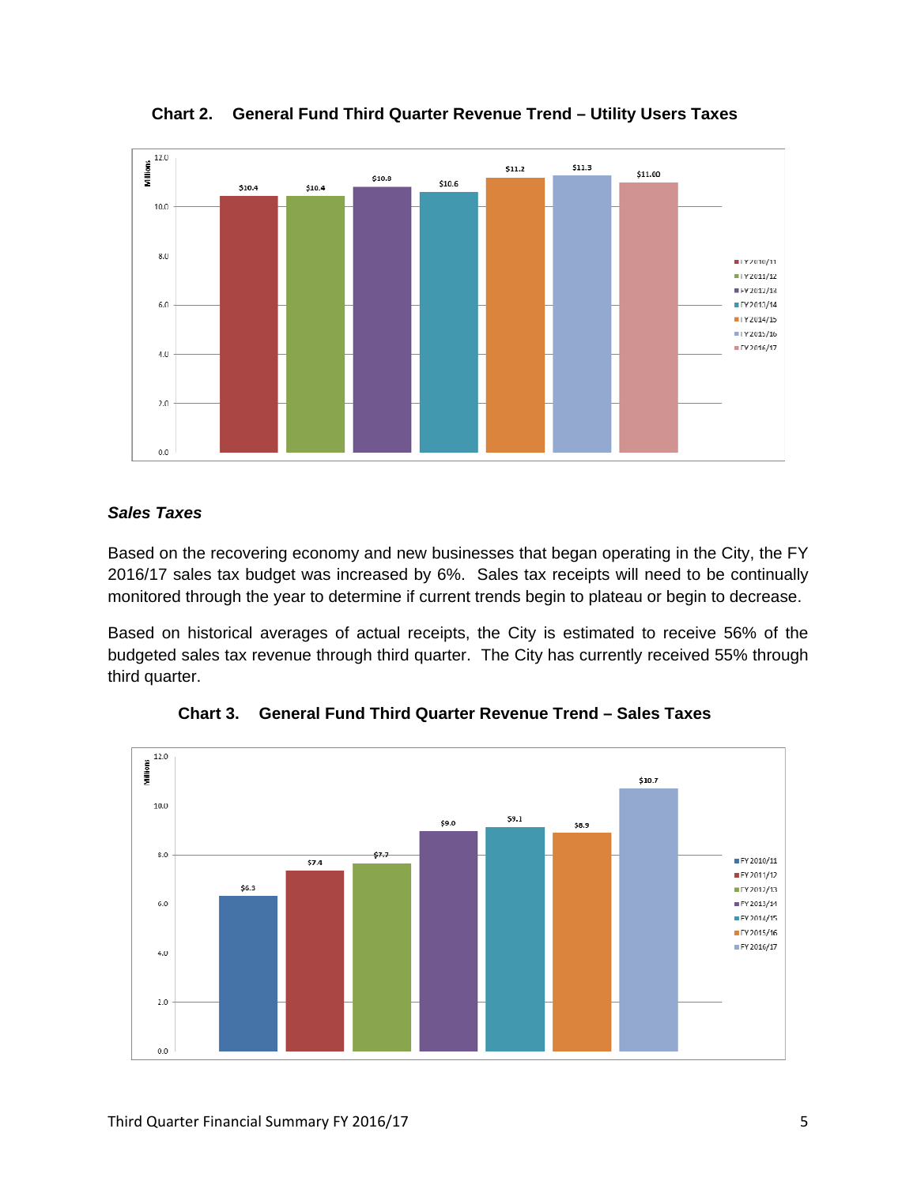**Chart 2. General Fund Third Quarter Revenue Trend – Utility Users Taxes**

### *Sales Taxes*

Based on the recovering economy and new businesses that began operating in the City, the FY 2016/17 sales tax budget was increased by 6%. Sales tax receipts will need to be continually monitored through the year to determine if current trends begin to plateau or begin to decrease.

Based on historical averages of actual receipts, the City is estimated to receive 56% of the budgeted sales tax revenue through third quarter. The City has currently received 55% through third quarter.

**Chart 3. General Fund Third Quarter Revenue Trend – Sales Taxes**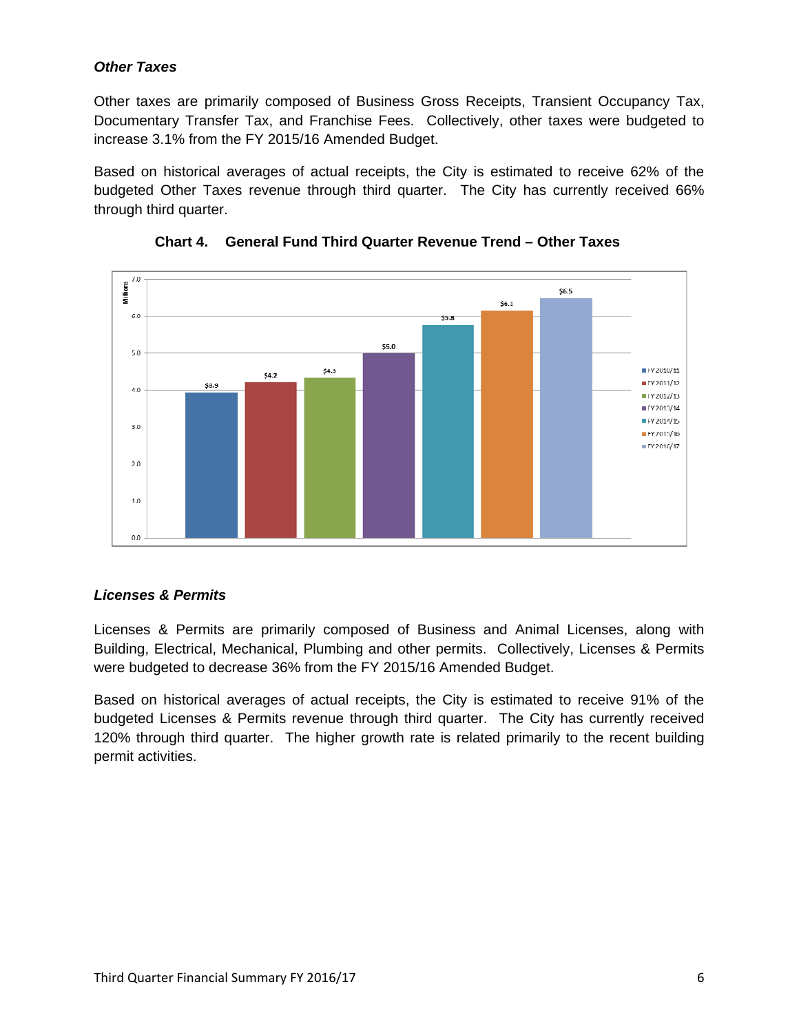### *Other Taxes*

Other taxes are primarily composed of Business Gross Receipts, Transient Occupancy Tax, Documentary Transfer Tax, and Franchise Fees. Collectively, other taxes were budgeted to increase 3.1% from the FY 2015/16 Amended Budget.

Based on historical averages of actual receipts, the City is estimated to receive 62% of the budgeted Other Taxes revenue through third quarter. The City has currently received 66% through third quarter.

**Chart 4. General Fund Third Quarter Revenue Trend – Other Taxes**

| Fiscal Year | Millions |
|---|---|
| FY 2010/11 | $3.9 |
| FY 2011/12 | $4.2 |
| FY 2012/13 | $4.3 |
| FY 2013/14 | $5.0 |
| FY 2014/15 | $5.8 |
| FY 2015/16 | $6.1 |
| FY 2016/17 | $6.5 |

### *Licenses & Permits*

Licenses & Permits are primarily composed of Business and Animal Licenses, along with Building, Electrical, Mechanical, Plumbing and other permits. Collectively, Licenses & Permits were budgeted to decrease 36% from the FY 2015/16 Amended Budget.

Based on historical averages of actual receipts, the City is estimated to receive 91% of the budgeted Licenses & Permits revenue through third quarter. The City has currently received 120% through third quarter. The higher growth rate is related primarily to the recent building permit activities.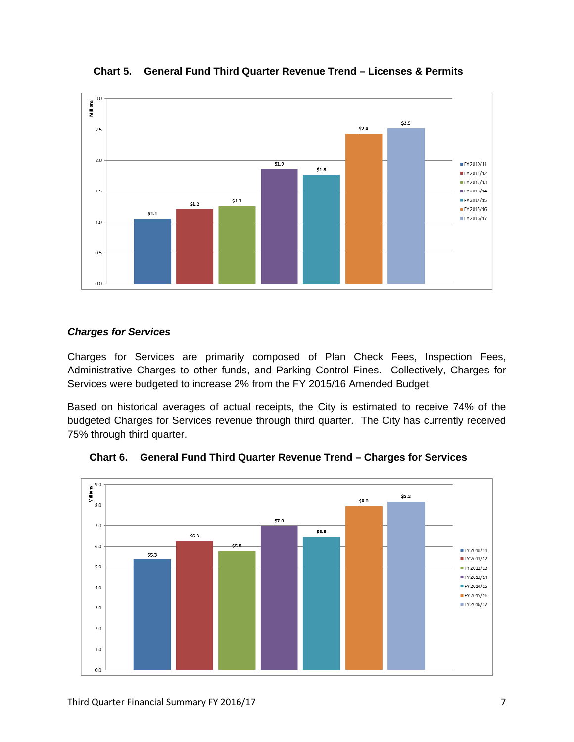**Chart 5. General Fund Third Quarter Revenue Trend – Licenses & Permits**

| Fiscal Year | Revenue (Millions) |
|---|---|
| FY 2010/11 | $1.1 |
| FY 2011/12 | $1.2 |
| FY 2012/13 | $1.3 |
| FY 2013/14 | $1.9 |
| FY 2014/15 | $1.8 |
| FY 2015/16 | $2.4 |
| FY 2016/17 | $2.5 |

### *Charges for Services*

Charges for Services are primarily composed of Plan Check Fees, Inspection Fees, Administrative Charges to other funds, and Parking Control Fines. Collectively, Charges for Services were budgeted to increase 2% from the FY 2015/16 Amended Budget.

Based on historical averages of actual receipts, the City is estimated to receive 74% of the budgeted Charges for Services revenue through third quarter. The City has currently received 75% through third quarter.

**Chart 6. General Fund Third Quarter Revenue Trend – Charges for Services**

| Fiscal Year | Revenue (Millions) |
|---|---|
| FY 2010/11 | $5.3 |
| FY 2011/12 | $6.3 |
| FY 2012/13 | $5.8 |
| FY 2013/14 | $7.0 |
| FY 2014/15 | $6.5 |
| FY 2015/16 | $8.0 |
| FY 2016/17 | $8.2 |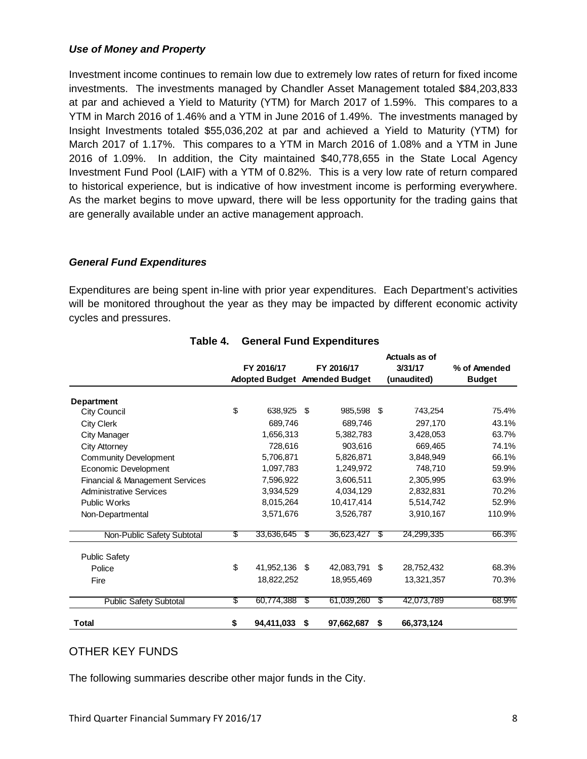### *Use of Money and Property*

Investment income continues to remain low due to extremely low rates of return for fixed income investments. The investments managed by Chandler Asset Management totaled $84,203,833 at par and achieved a Yield to Maturity (YTM) for March 2017 of 1.59%. This compares to a YTM in March 2016 of 1.46% and a YTM in June 2016 of 1.49%. The investments managed by Insight Investments totaled $55,036,202 at par and achieved a Yield to Maturity (YTM) for March 2017 of 1.17%. This compares to a YTM in March 2016 of 1.08% and a YTM in June 2016 of 1.09%. In addition, the City maintained $40,778,655 in the State Local Agency Investment Fund Pool (LAIF) with a YTM of 0.82%. This is a very low rate of return compared to historical experience, but is indicative of how investment income is performing everywhere. As the market begins to move upward, there will be less opportunity for the trading gains that are generally available under an active management approach.

### *General Fund Expenditures*

Expenditures are being spent in-line with prior year expenditures. Each Department's activities will be monitored throughout the year as they may be impacted by different economic activity cycles and pressures.

**Table 4. General Fund Expenditures**

| | FY 2016/17 Adopted Budget | FY 2016/17 Amended Budget | Actuals as of 3/31/17 (unaudited) | % of Amended Budget |
|---|---|---|---|---|
| **Department** | | | | |
| City Council | $ 638,925 | $ 985,598 | $ 743,254 | 75.4% |
| City Clerk | 689,746 | 689,746 | 297,170 | 43.1% |
| City Manager | 1,656,313 | 5,382,783 | 3,428,053 | 63.7% |
| City Attorney | 728,616 | 903,616 | 669,465 | 74.1% |
| Community Development | 5,706,871 | 5,826,871 | 3,848,949 | 66.1% |
| Economic Development | 1,097,783 | 1,249,972 | 748,710 | 59.9% |
| Financial & Management Services | 7,596,922 | 3,606,511 | 2,305,995 | 63.9% |
| Administrative Services | 3,934,529 | 4,034,129 | 2,832,831 | 70.2% |
| Public Works | 8,015,264 | 10,417,414 | 5,514,742 | 52.9% |
| Non-Departmental | 3,571,676 | 3,526,787 | 3,910,167 | 110.9% |
| Non-Public Safety Subtotal | $ 33,636,645 | $ 36,623,427 | $ 24,299,335 | 66.3% |
| Public Safety | | | | |
| Police | $ 41,952,136 | $ 42,083,791 | $ 28,752,432 | 68.3% |
| Fire | 18,822,252 | 18,955,469 | 13,321,357 | 70.3% |
| Public Safety Subtotal | $ 60,774,388 | $ 61,039,260 | $ 42,073,789 | 68.9% |
| **Total** | **$ 94,411,033** | **$ 97,662,687** | **$ 66,373,124** | |

## OTHER KEY FUNDS

The following summaries describe other major funds in the City.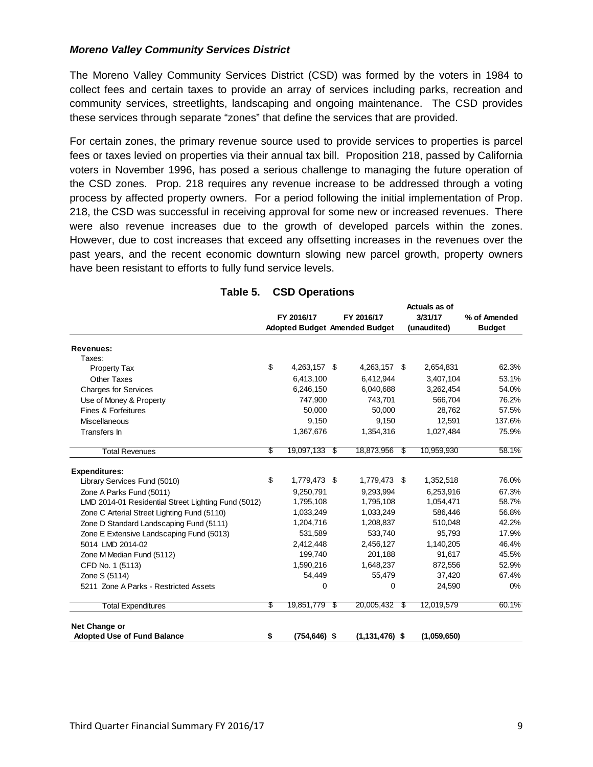### *Moreno Valley Community Services District*

The Moreno Valley Community Services District (CSD) was formed by the voters in 1984 to collect fees and certain taxes to provide an array of services including parks, recreation and community services, streetlights, landscaping and ongoing maintenance. The CSD provides these services through separate "zones" that define the services that are provided.

For certain zones, the primary revenue source used to provide services to properties is parcel fees or taxes levied on properties via their annual tax bill. Proposition 218, passed by California voters in November 1996, has posed a serious challenge to managing the future operation of the CSD zones. Prop. 218 requires any revenue increase to be addressed through a voting process by affected property owners. For a period following the initial implementation of Prop. 218, the CSD was successful in receiving approval for some new or increased revenues. There were also revenue increases due to the growth of developed parcels within the zones. However, due to cost increases that exceed any offsetting increases in the revenues over the past years, and the recent economic downturn slowing new parcel growth, property owners have been resistant to efforts to fully fund service levels.

**Table 5. CSD Operations**

| | FY 2016/17 Adopted Budget | FY 2016/17 Amended Budget | Actuals as of 3/31/17 (unaudited) | % of Amended Budget |
|---|---|---|---|---|
| **Revenues:** | | | | |
| Taxes: | | | | |
| Property Tax | $ 4,263,157 | $ 4,263,157 | $ 2,654,831 | 62.3% |
| Other Taxes | 6,413,100 | 6,412,944 | 3,407,104 | 53.1% |
| Charges for Services | 6,246,150 | 6,040,688 | 3,262,454 | 54.0% |
| Use of Money & Property | 747,900 | 743,701 | 566,704 | 76.2% |
| Fines & Forfeitures | 50,000 | 50,000 | 28,762 | 57.5% |
| Miscellaneous | 9,150 | 9,150 | 12,591 | 137.6% |
| Transfers In | 1,367,676 | 1,354,316 | 1,027,484 | 75.9% |
| Total Revenues | $ 19,097,133 | $ 18,873,956 | $ 10,959,930 | 58.1% |
| **Expenditures:** | | | | |
| Library Services Fund (5010) | $ 1,779,473 | $ 1,779,473 | $ 1,352,518 | 76.0% |
| Zone A Parks Fund (5011) | 9,250,791 | 9,293,994 | 6,253,916 | 67.3% |
| LMD 2014-01 Residential Street Lighting Fund (5012) | 1,795,108 | 1,795,108 | 1,054,471 | 58.7% |
| Zone C Arterial Street Lighting Fund (5110) | 1,033,249 | 1,033,249 | 586,446 | 56.8% |
| Zone D Standard Landscaping Fund (5111) | 1,204,716 | 1,208,837 | 510,048 | 42.2% |
| Zone E Extensive Landscaping Fund (5013) | 531,589 | 533,740 | 95,793 | 17.9% |
| 5014 LMD 2014-02 | 2,412,448 | 2,456,127 | 1,140,205 | 46.4% |
| Zone M Median Fund (5112) | 199,740 | 201,188 | 91,617 | 45.5% |
| CFD No. 1 (5113) | 1,590,216 | 1,648,237 | 872,556 | 52.9% |
| Zone S (5114) | 54,449 | 55,479 | 37,420 | 67.4% |
| 5211 Zone A Parks - Restricted Assets | 0 | 0 | 24,590 | 0% |
| Total Expenditures | $ 19,851,779 | $ 20,005,432 | $ 12,019,579 | 60.1% |
| **Net Change or Adopted Use of Fund Balance** | **$ (754,646)** | **$ (1,131,476)** | **$ (1,059,650)** | |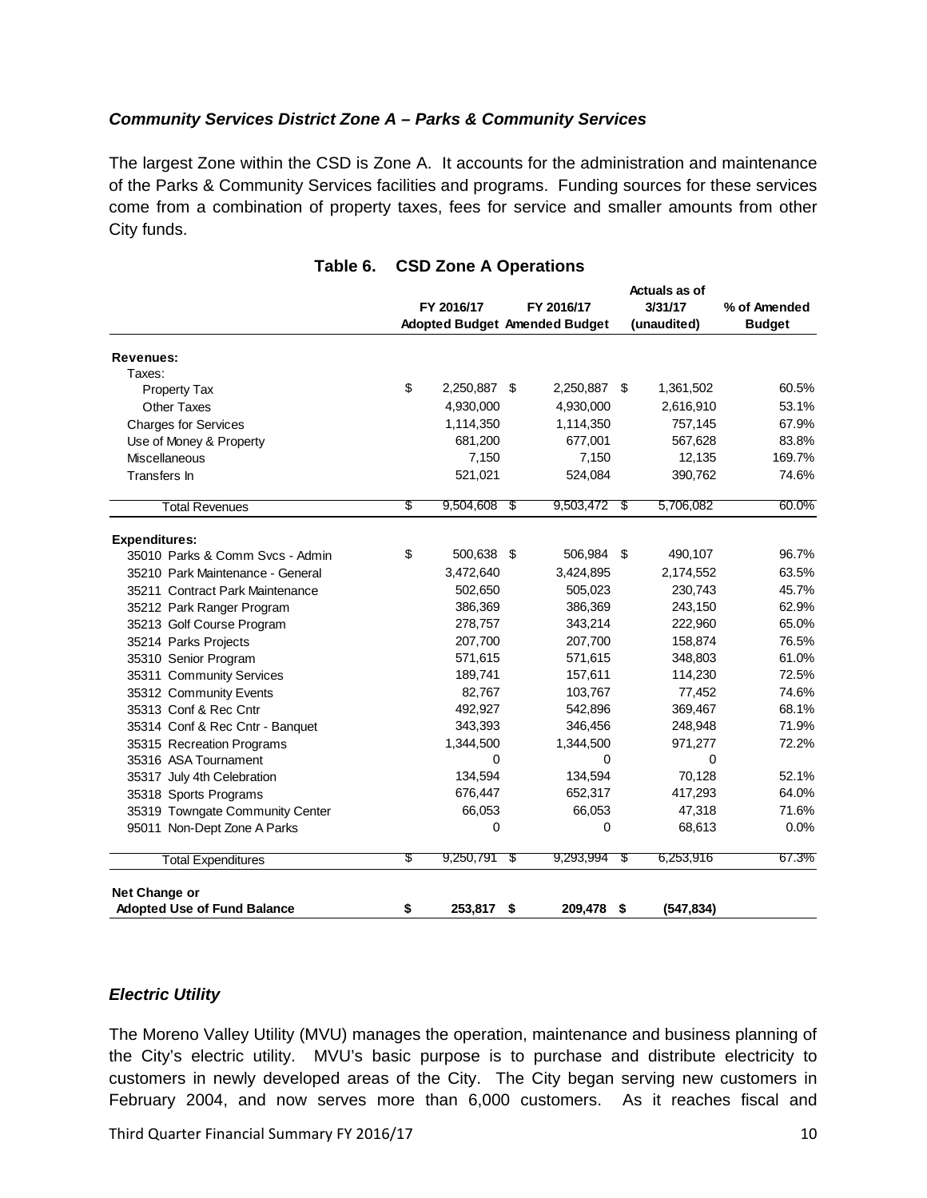***Community Services District Zone A – Parks & Community Services***

The largest Zone within the CSD is Zone A. It accounts for the administration and maintenance of the Parks & Community Services facilities and programs. Funding sources for these services come from a combination of property taxes, fees for service and smaller amounts from other City funds.

**Table 6. CSD Zone A Operations**

| | FY 2016/17 Adopted Budget | FY 2016/17 Amended Budget | Actuals as of 3/31/17 (unaudited) | % of Amended Budget |
|---|---|---|---|---|
| **Revenues:** | | | | |
| Taxes: | | | | |
| Property Tax | $ 2,250,887 | $ 2,250,887 | $ 1,361,502 | 60.5% |
| Other Taxes | 4,930,000 | 4,930,000 | 2,616,910 | 53.1% |
| Charges for Services | 1,114,350 | 1,114,350 | 757,145 | 67.9% |
| Use of Money & Property | 681,200 | 677,001 | 567,628 | 83.8% |
| Miscellaneous | 7,150 | 7,150 | 12,135 | 169.7% |
| Transfers In | 521,021 | 524,084 | 390,762 | 74.6% |
| Total Revenues | $ 9,504,608 | $ 9,503,472 | $ 5,706,082 | 60.0% |
| **Expenditures:** | | | | |
| 35010 Parks & Comm Svcs - Admin | $ 500,638 | $ 506,984 | $ 490,107 | 96.7% |
| 35210 Park Maintenance - General | 3,472,640 | 3,424,895 | 2,174,552 | 63.5% |
| 35211 Contract Park Maintenance | 502,650 | 505,023 | 230,743 | 45.7% |
| 35212 Park Ranger Program | 386,369 | 386,369 | 243,150 | 62.9% |
| 35213 Golf Course Program | 278,757 | 343,214 | 222,960 | 65.0% |
| 35214 Parks Projects | 207,700 | 207,700 | 158,874 | 76.5% |
| 35310 Senior Program | 571,615 | 571,615 | 348,803 | 61.0% |
| 35311 Community Services | 189,741 | 157,611 | 114,230 | 72.5% |
| 35312 Community Events | 82,767 | 103,767 | 77,452 | 74.6% |
| 35313 Conf & Rec Cntr | 492,927 | 542,896 | 369,467 | 68.1% |
| 35314 Conf & Rec Cntr - Banquet | 343,393 | 346,456 | 248,948 | 71.9% |
| 35315 Recreation Programs | 1,344,500 | 1,344,500 | 971,277 | 72.2% |
| 35316 ASA Tournament | 0 | 0 | 0 | |
| 35317 July 4th Celebration | 134,594 | 134,594 | 70,128 | 52.1% |
| 35318 Sports Programs | 676,447 | 652,317 | 417,293 | 64.0% |
| 35319 Towngate Community Center | 66,053 | 66,053 | 47,318 | 71.6% |
| 95011 Non-Dept Zone A Parks | 0 | 0 | 68,613 | 0.0% |
| Total Expenditures | $ 9,250,791 | $ 9,293,994 | $ 6,253,916 | 67.3% |
| **Net Change or Adopted Use of Fund Balance** | **$ 253,817** | **$ 209,478** | **$ (547,834)** | |

***Electric Utility***

The Moreno Valley Utility (MVU) manages the operation, maintenance and business planning of the City's electric utility. MVU's basic purpose is to purchase and distribute electricity to customers in newly developed areas of the City. The City began serving new customers in February 2004, and now serves more than 6,000 customers. As it reaches fiscal and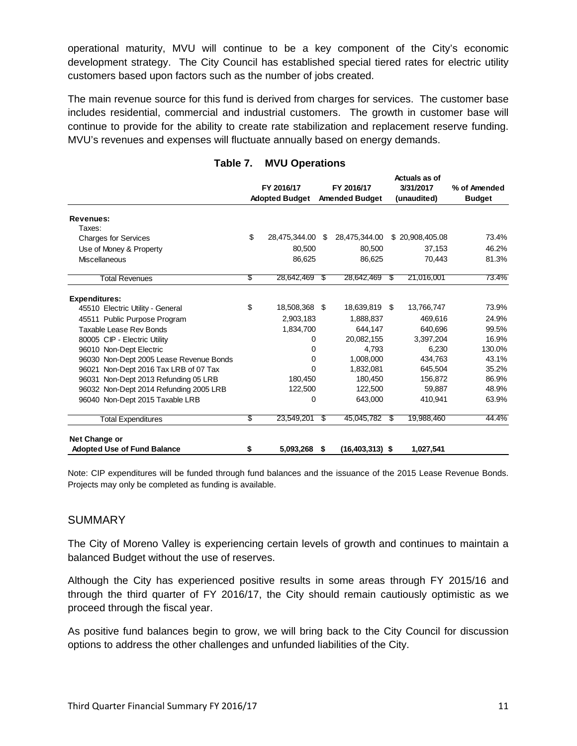operational maturity, MVU will continue to be a key component of the City's economic development strategy. The City Council has established special tiered rates for electric utility customers based upon factors such as the number of jobs created.

The main revenue source for this fund is derived from charges for services. The customer base includes residential, commercial and industrial customers. The growth in customer base will continue to provide for the ability to create rate stabilization and replacement reserve funding. MVU's revenues and expenses will fluctuate annually based on energy demands.

**Table 7. MVU Operations**

| | FY 2016/17 Adopted Budget | FY 2016/17 Amended Budget | Actuals as of 3/31/2017 (unaudited) | % of Amended Budget |
|---|---|---|---|---|
| **Revenues:** | | | | |
| Taxes: | | | | |
| Charges for Services | $ 28,475,344.00 | $ 28,475,344.00 | $ 20,908,405.08 | 73.4% |
| Use of Money & Property | 80,500 | 80,500 | 37,153 | 46.2% |
| Miscellaneous | 86,625 | 86,625 | 70,443 | 81.3% |
| Total Revenues | $ 28,642,469 | $ 28,642,469 | $ 21,016,001 | 73.4% |
| **Expenditures:** | | | | |
| 45510 Electric Utility - General | $ 18,508,368 | $ 18,639,819 | $ 13,766,747 | 73.9% |
| 45511 Public Purpose Program | 2,903,183 | 1,888,837 | 469,616 | 24.9% |
| Taxable Lease Rev Bonds | 1,834,700 | 644,147 | 640,696 | 99.5% |
| 80005 CIP - Electric Utility | 0 | 20,082,155 | 3,397,204 | 16.9% |
| 96010 Non-Dept Electric | 0 | 4,793 | 6,230 | 130.0% |
| 96030 Non-Dept 2005 Lease Revenue Bonds | 0 | 1,008,000 | 434,763 | 43.1% |
| 96021 Non-Dept 2016 Tax LRB of 07 Tax | 0 | 1,832,081 | 645,504 | 35.2% |
| 96031 Non-Dept 2013 Refunding 05 LRB | 180,450 | 180,450 | 156,872 | 86.9% |
| 96032 Non-Dept 2014 Refunding 2005 LRB | 122,500 | 122,500 | 59,887 | 48.9% |
| 96040 Non-Dept 2015 Taxable LRB | 0 | 643,000 | 410,941 | 63.9% |
| Total Expenditures | $ 23,549,201 | $ 45,045,782 | $ 19,988,460 | 44.4% |
| **Net Change or Adopted Use of Fund Balance** | **$ 5,093,268** | **$ (16,403,313)** | **$ 1,027,541** | |

Note: CIP expenditures will be funded through fund balances and the issuance of the 2015 Lease Revenue Bonds. Projects may only be completed as funding is available.

## SUMMARY

The City of Moreno Valley is experiencing certain levels of growth and continues to maintain a balanced Budget without the use of reserves.

Although the City has experienced positive results in some areas through FY 2015/16 and through the third quarter of FY 2016/17, the City should remain cautiously optimistic as we proceed through the fiscal year.

As positive fund balances begin to grow, we will bring back to the City Council for discussion options to address the other challenges and unfunded liabilities of the City.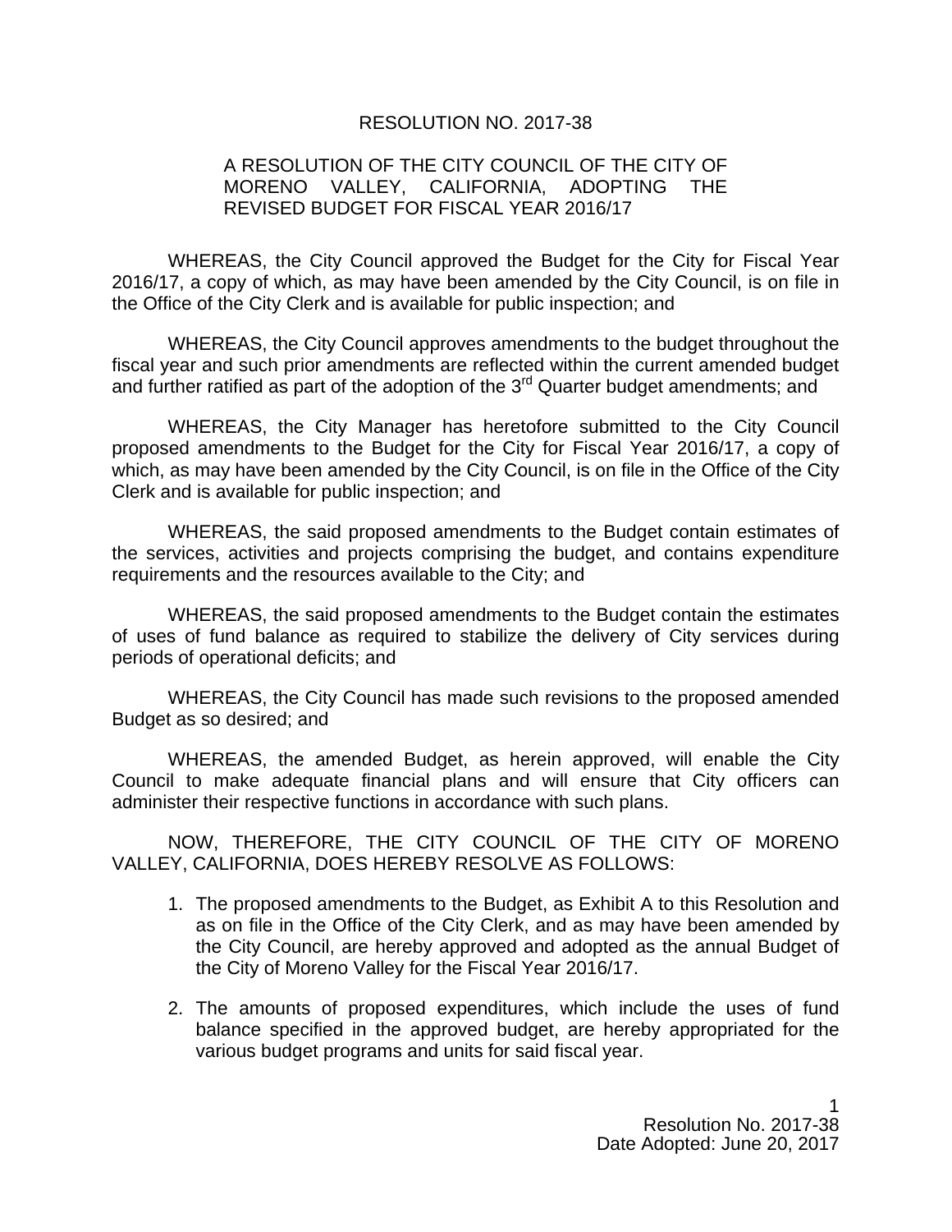# RESOLUTION NO. 2017-38

A RESOLUTION OF THE CITY COUNCIL OF THE CITY OF MORENO VALLEY, CALIFORNIA, ADOPTING THE REVISED BUDGET FOR FISCAL YEAR 2016/17

WHEREAS, the City Council approved the Budget for the City for Fiscal Year 2016/17, a copy of which, as may have been amended by the City Council, is on file in the Office of the City Clerk and is available for public inspection; and

WHEREAS, the City Council approves amendments to the budget throughout the fiscal year and such prior amendments are reflected within the current amended budget and further ratified as part of the adoption of the 3rd Quarter budget amendments; and

WHEREAS, the City Manager has heretofore submitted to the City Council proposed amendments to the Budget for the City for Fiscal Year 2016/17, a copy of which, as may have been amended by the City Council, is on file in the Office of the City Clerk and is available for public inspection; and

WHEREAS, the said proposed amendments to the Budget contain estimates of the services, activities and projects comprising the budget, and contains expenditure requirements and the resources available to the City; and

WHEREAS, the said proposed amendments to the Budget contain the estimates of uses of fund balance as required to stabilize the delivery of City services during periods of operational deficits; and

WHEREAS, the City Council has made such revisions to the proposed amended Budget as so desired; and

WHEREAS, the amended Budget, as herein approved, will enable the City Council to make adequate financial plans and will ensure that City officers can administer their respective functions in accordance with such plans.

NOW, THEREFORE, THE CITY COUNCIL OF THE CITY OF MORENO VALLEY, CALIFORNIA, DOES HEREBY RESOLVE AS FOLLOWS:

1. The proposed amendments to the Budget, as Exhibit A to this Resolution and as on file in the Office of the City Clerk, and as may have been amended by the City Council, are hereby approved and adopted as the annual Budget of the City of Moreno Valley for the Fiscal Year 2016/17.

2. The amounts of proposed expenditures, which include the uses of fund balance specified in the approved budget, are hereby appropriated for the various budget programs and units for said fiscal year.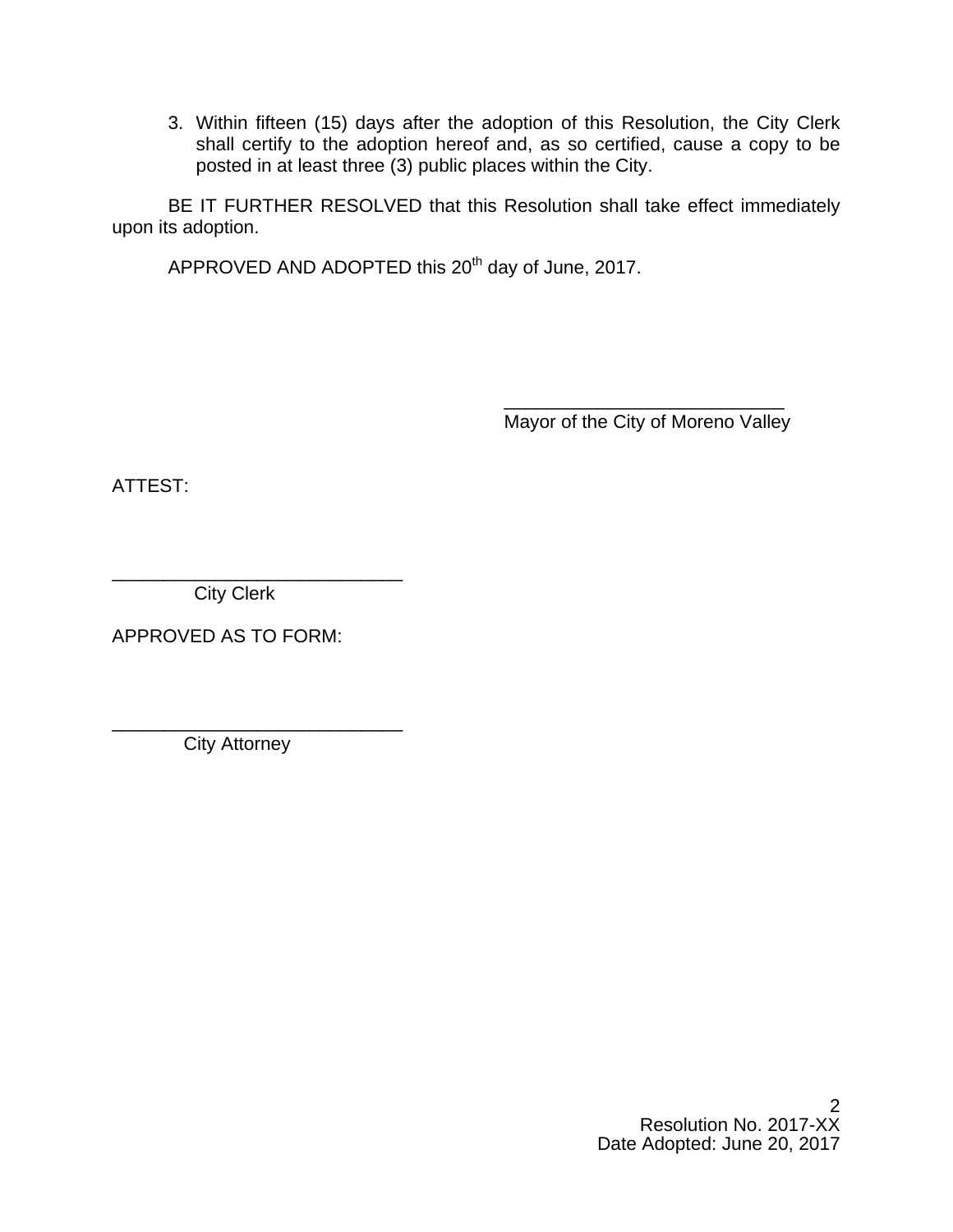3. Within fifteen (15) days after the adoption of this Resolution, the City Clerk shall certify to the adoption hereof and, as so certified, cause a copy to be posted in at least three (3) public places within the City.

BE IT FURTHER RESOLVED that this Resolution shall take effect immediately upon its adoption.

APPROVED AND ADOPTED this 20th day of June, 2017.

\_\_\_\_\_\_\_\_\_\_\_\_\_\_\_\_\_\_\_\_\_\_\_\_\_\_\_\_
Mayor of the City of Moreno Valley

ATTEST:

\_\_\_\_\_\_\_\_\_\_\_\_\_\_\_\_\_\_\_\_\_\_\_\_\_\_\_\_
City Clerk

APPROVED AS TO FORM:

\_\_\_\_\_\_\_\_\_\_\_\_\_\_\_\_\_\_\_\_\_\_\_\_\_\_\_\_
City Attorney

Resolution No. 2017-XX
Date Adopted: June 20, 2017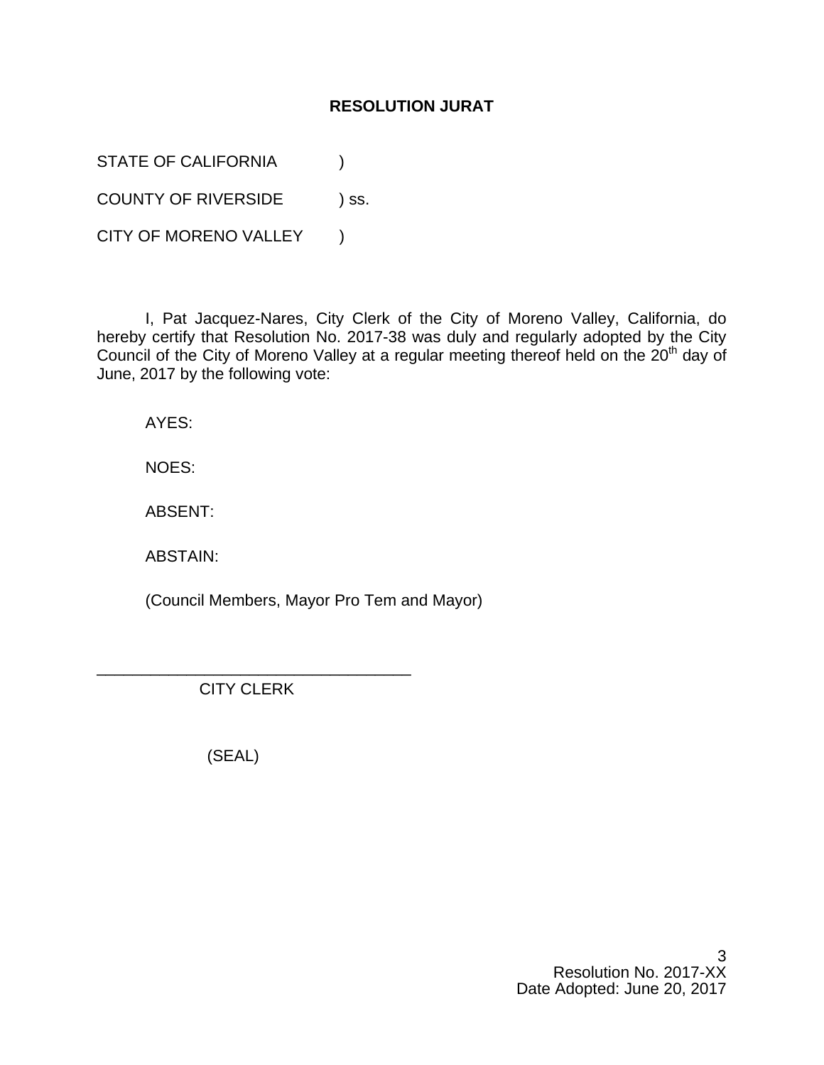**RESOLUTION JURAT**

STATE OF CALIFORNIA )

COUNTY OF RIVERSIDE ) ss.

CITY OF MORENO VALLEY )

I, Pat Jacquez-Nares, City Clerk of the City of Moreno Valley, California, do hereby certify that Resolution No. 2017-38 was duly and regularly adopted by the City Council of the City of Moreno Valley at a regular meeting thereof held on the 20th day of June, 2017 by the following vote:

AYES:

NOES:

ABSENT:

ABSTAIN:

(Council Members, Mayor Pro Tem and Mayor)

___________________________________

CITY CLERK

(SEAL)

Resolution No. 2017-XX
Date Adopted: June 20, 2017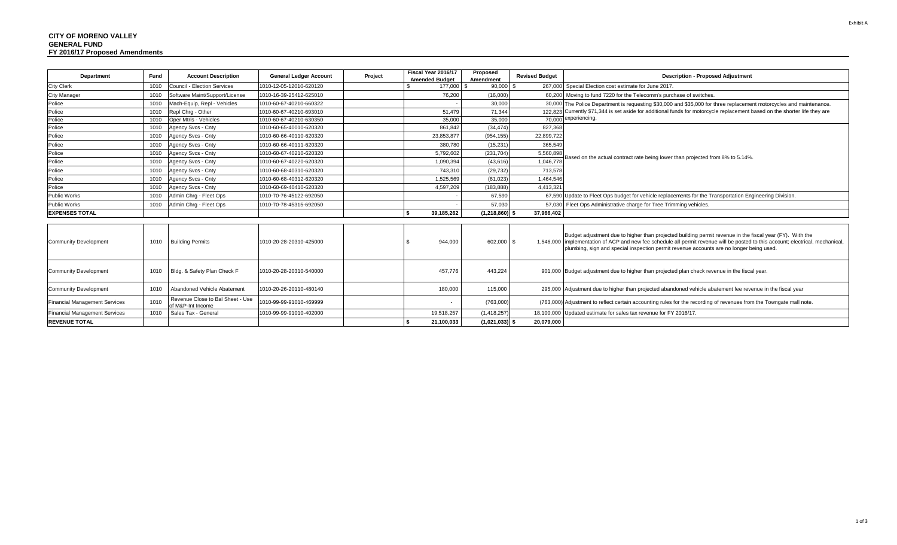**CITY OF MORENO VALLEY**
**GENERAL FUND**
**FY 2016/17 Proposed Amendments**

| Department | Fund | Account Description | General Ledger Account | Project | Fiscal Year 2016/17 Amended Budget | Proposed Amendment | Revised Budget | Description - Proposed Adjustment |
|---|---|---|---|---|---|---|---|---|
| City Clerk | 1010 | Council - Election Services | 1010-12-05-12010-620120 | | $ 177,000 | $ 90,000 | $ 267,000 | Special Election cost estimate for June 2017. |
| City Manager | 1010 | Software Maint/Support/License | 1010-16-39-25412-625010 | | 76,200 | (16,000) | 60,200 | Moving to fund 7220 for the Telecomm's purchase of switches. |
| Police | 1010 | Mach-Equip, Repl - Vehicles | 1010-60-67-40210-660322 | | - | 30,000 | 30,000 | The Police Department is requesting $30,000 and $35,000 for three replacement motorcycles and maintenance. Currently $71,344 is set aside for additional funds for motorcycle replacement based on the shorter life they are experiencing. |
| Police | 1010 | Repl Chrg - Other | 1010-60-67-40210-693010 | | 51,479 | 71,344 | 122,823 | |
| Police | 1010 | Oper Mtrls - Vehicles | 1010-60-67-40210-630350 | | 35,000 | 35,000 | 70,000 | |
| Police | 1010 | Agency Svcs - Cnty | 1010-60-65-40010-620320 | | 861,842 | (34,474) | 827,368 | Based on the actual contract rate being lower than projected from 8% to 5.14%. |
| Police | 1010 | Agency Svcs - Cnty | 1010-60-66-40110-620320 | | 23,853,877 | (954,155) | 22,899,722 | |
| Police | 1010 | Agency Svcs - Cnty | 1010-60-66-40111-620320 | | 380,780 | (15,231) | 365,549 | |
| Police | 1010 | Agency Svcs - Cnty | 1010-60-67-40210-620320 | | 5,792,602 | (231,704) | 5,560,898 | |
| Police | 1010 | Agency Svcs - Cnty | 1010-60-67-40220-620320 | | 1,090,394 | (43,616) | 1,046,778 | |
| Police | 1010 | Agency Svcs - Cnty | 1010-60-68-40310-620320 | | 743,310 | (29,732) | 713,578 | |
| Police | 1010 | Agency Svcs - Cnty | 1010-60-68-40312-620320 | | 1,525,569 | (61,023) | 1,464,546 | |
| Police | 1010 | Agency Svcs - Cnty | 1010-60-69-40410-620320 | | 4,597,209 | (183,888) | 4,413,321 | |
| Public Works | 1010 | Admin Chrg - Fleet Ops | 1010-70-76-45122-692050 | | - | 67,590 | 67,590 | Update to Fleet Ops budget for vehicle replacements for the Transportation Engineering Division. |
| Public Works | 1010 | Admin Chrg - Fleet Ops | 1010-70-78-45315-692050 | | - | 57,030 | 57,030 | Fleet Ops Administrative charge for Tree Trimming vehicles. |
| **EXPENSES TOTAL** | | | | | **$ 39,185,262** | **(1,218,860)** | **$ 37,966,402** | |

| Department | Fund | Account Description | General Ledger Account | Project | Fiscal Year 2016/17 Amended Budget | Proposed Amendment | Revised Budget | Description - Proposed Adjustment |
|---|---|---|---|---|---|---|---|---|
| Community Development | 1010 | Building Permits | 1010-20-28-20310-425000 | | $ 944,000 | 602,000 | $ 1,546,000 | Budget adjustment due to higher than projected building permit revenue in the fiscal year (FY). With the implementation of ACP and new fee schedule all permit revenue will be posted to this account; electrical, mechanical, plumbing, sign and special inspection permit revenue accounts are no longer being used. |
| Community Development | 1010 | Bldg. & Safety Plan Check F | 1010-20-28-20310-540000 | | 457,776 | 443,224 | 901,000 | Budget adjustment due to higher than projected plan check revenue in the fiscal year. |
| Community Development | 1010 | Abandoned Vehicle Abatement | 1010-20-26-20110-480140 | | 180,000 | 115,000 | 295,000 | Adjustment due to higher than projected abandoned vehicle abatement fee revenue in the fiscal year |
| Financial Management Services | 1010 | Revenue Close to Bal Sheet - Use of M&P-Int Income | 1010-99-99-91010-469999 | | - | (763,000) | (763,000) | Adjustment to reflect certain accounting rules for the recording of revenues from the Towngate mall note. |
| Financial Management Services | 1010 | Sales Tax - General | 1010-99-99-91010-402000 | | 19,518,257 | (1,418,257) | 18,100,000 | Updated estimate for sales tax revenue for FY 2016/17. |
| **REVENUE TOTAL** | | | | | **$ 21,100,033** | **(1,021,033)** | **$ 20,079,000** | |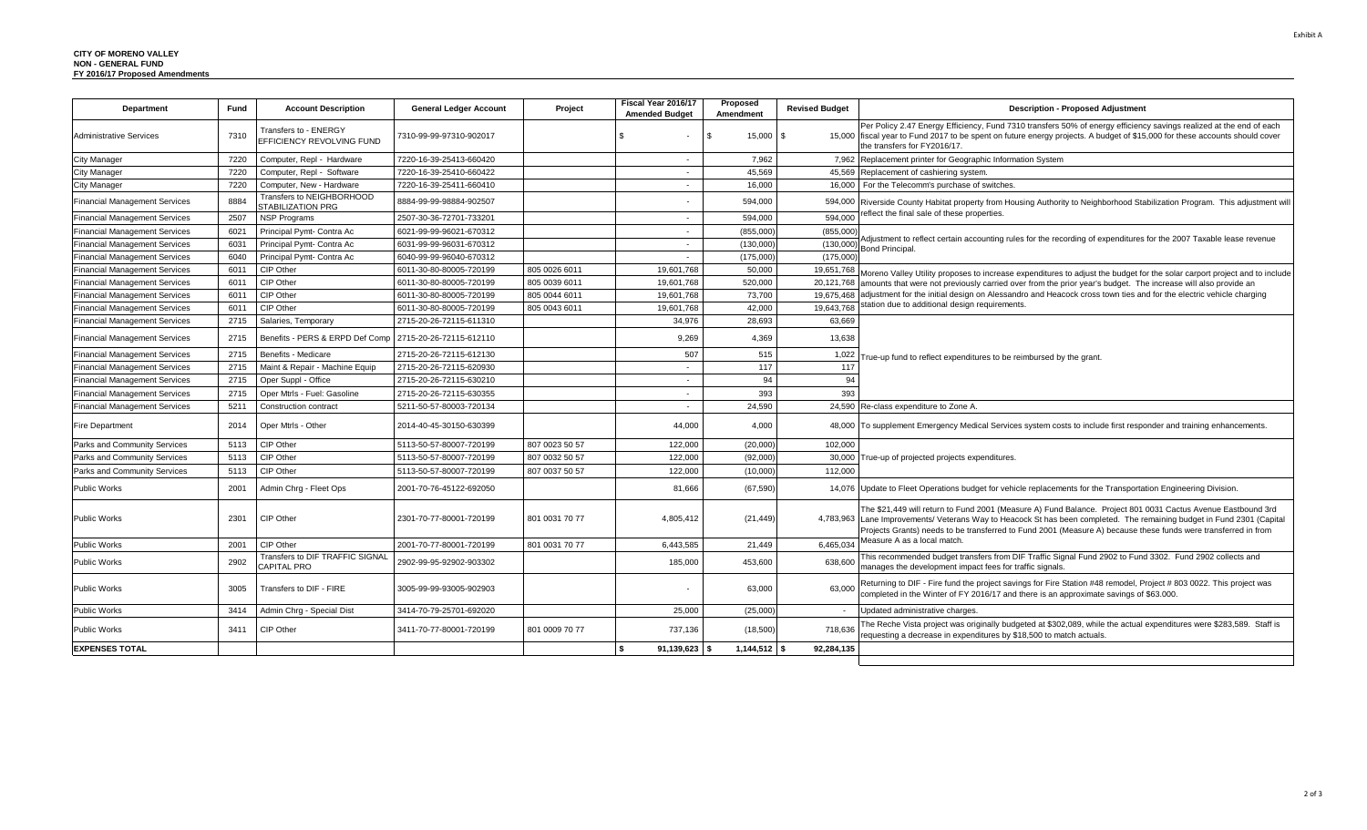**CITY OF MORENO VALLEY**
**NON - GENERAL FUND**
**FY 2016/17 Proposed Amendments**

Exhibit A

| Department | Fund | Account Description | General Ledger Account | Project | Fiscal Year 2016/17 Amended Budget | Proposed Amendment | Revised Budget | Description - Proposed Adjustment |
|---|---|---|---|---|---|---|---|---|
| Administrative Services | 7310 | Transfers to - ENERGY EFFICIENCY REVOLVING FUND | 7310-99-99-97310-902017 | | $ - | $ 15,000 | $ 15,000 | Per Policy 2.47 Energy Efficiency, Fund 7310 transfers 50% of energy efficiency savings realized at the end of each fiscal year to Fund 2017 to be spent on future energy projects. A budget of $15,000 for these accounts should cover the transfers for FY2016/17. |
| City Manager | 7220 | Computer, Repl - Hardware | 7220-16-39-25413-660420 | | - | 7,962 | 7,962 | Replacement printer for Geographic Information System |
| City Manager | 7220 | Computer, Repl - Software | 7220-16-39-25410-660422 | | - | 45,569 | 45,569 | Replacement of cashiering system. |
| City Manager | 7220 | Computer, New - Hardware | 7220-16-39-25411-660410 | | - | 16,000 | 16,000 | For the Telecomm's purchase of switches. |
| Financial Management Services | 8884 | Transfers to NEIGHBORHOOD STABILIZATION PRG | 8884-99-99-98884-902507 | | - | 594,000 | 594,000 | Riverside County Habitat property from Housing Authority to Neighborhood Stabilization Program. This adjustment will reflect the final sale of these properties. |
| Financial Management Services | 2507 | NSP Programs | 2507-30-36-72701-733201 | | - | 594,000 | 594,000 | |
| Financial Management Services | 6021 | Principal Pymt- Contra Ac | 6021-99-99-96021-670312 | | - | (855,000) | (855,000) | Adjustment to reflect certain accounting rules for the recording of expenditures for the 2007 Taxable lease revenue Bond Principal. |
| Financial Management Services | 6031 | Principal Pymt- Contra Ac | 6031-99-99-96031-670312 | | - | (130,000) | (130,000) | |
| Financial Management Services | 6040 | Principal Pymt- Contra Ac | 6040-99-99-96040-670312 | | - | (175,000) | (175,000) | |
| Financial Management Services | 6011 | CIP Other | 6011-30-80-80005-720199 | 805 0026 6011 | 19,601,768 | 50,000 | 19,651,768 | Moreno Valley Utility proposes to increase expenditures to adjust the budget for the solar carport project and to include amounts that were not previously carried over from the prior year's budget. The increase will also provide an adjustment for the initial design on Alessandro and Heacock cross town ties and for the electric vehicle charging station due to additional design requirements. |
| Financial Management Services | 6011 | CIP Other | 6011-30-80-80005-720199 | 805 0039 6011 | 19,601,768 | 520,000 | 20,121,768 | |
| Financial Management Services | 6011 | CIP Other | 6011-30-80-80005-720199 | 805 0044 6011 | 19,601,768 | 73,700 | 19,675,468 | |
| Financial Management Services | 6011 | CIP Other | 6011-30-80-80005-720199 | 805 0043 6011 | 19,601,768 | 42,000 | 19,643,768 | |
| Financial Management Services | 2715 | Salaries, Temporary | 2715-20-26-72115-611310 | | 34,976 | 28,693 | 63,669 | True-up fund to reflect expenditures to be reimbursed by the grant. |
| Financial Management Services | 2715 | Benefits - PERS & ERPD Def Comp | 2715-20-26-72115-612110 | | 9,269 | 4,369 | 13,638 | |
| Financial Management Services | 2715 | Benefits - Medicare | 2715-20-26-72115-612130 | | 507 | 515 | 1,022 | |
| Financial Management Services | 2715 | Maint & Repair - Machine Equip | 2715-20-26-72115-620930 | | - | 117 | 117 | |
| Financial Management Services | 2715 | Oper Suppl - Office | 2715-20-26-72115-630210 | | - | 94 | 94 | |
| Financial Management Services | 2715 | Oper Mtrls - Fuel: Gasoline | 2715-20-26-72115-630355 | | - | 393 | 393 | |
| Financial Management Services | 5211 | Construction contract | 5211-50-57-80003-720134 | | - | 24,590 | 24,590 | Re-class expenditure to Zone A. |
| Fire Department | 2014 | Oper Mtrls - Other | 2014-40-45-30150-630399 | | 44,000 | 4,000 | 48,000 | To supplement Emergency Medical Services system costs to include first responder and training enhancements. |
| Parks and Community Services | 5113 | CIP Other | 5113-50-57-80007-720199 | 807 0023 50 57 | 122,000 | (20,000) | 102,000 | True-up of projected projects expenditures. |
| Parks and Community Services | 5113 | CIP Other | 5113-50-57-80007-720199 | 807 0032 50 57 | 122,000 | (92,000) | 30,000 | |
| Parks and Community Services | 5113 | CIP Other | 5113-50-57-80007-720199 | 807 0037 50 57 | 122,000 | (10,000) | 112,000 | |
| Public Works | 2001 | Admin Chrg - Fleet Ops | 2001-70-76-45122-692050 | | 81,666 | (67,590) | 14,076 | Update to Fleet Operations budget for vehicle replacements for the Transportation Engineering Division. |
| Public Works | 2301 | CIP Other | 2301-70-77-80001-720199 | 801 0031 70 77 | 4,805,412 | (21,449) | 4,783,963 | The $21,449 will return to Fund 2001 (Measure A) Fund Balance. Project 801 0031 Cactus Avenue Eastbound 3rd Lane Improvements/ Veterans Way to Heacock St has been completed. The remaining budget in Fund 2301 (Capital Projects Grants) needs to be transferred to Fund 2001 (Measure A) because these funds were transferred in from Measure A as a local match. |
| Public Works | 2001 | CIP Other | 2001-70-77-80001-720199 | 801 0031 70 77 | 6,443,585 | 21,449 | 6,465,034 | |
| Public Works | 2902 | Transfers to DIF TRAFFIC SIGNAL CAPITAL PRO | 2902-99-95-92902-903302 | | 185,000 | 453,600 | 638,600 | This recommended budget transfers from DIF Traffic Signal Fund 2902 to Fund 3302. Fund 2902 collects and manages the development impact fees for traffic signals. |
| Public Works | 3005 | Transfers to DIF - FIRE | 3005-99-99-93005-902903 | | - | 63,000 | 63,000 | Returning to DIF - Fire fund the project savings for Fire Station #48 remodel, Project # 803 0022. This project was completed in the Winter of FY 2016/17 and there is an approximate savings of $63,000. |
| Public Works | 3414 | Admin Chrg - Special Dist | 3414-70-79-25701-692020 | | 25,000 | (25,000) | - | Updated administrative charges. |
| Public Works | 3411 | CIP Other | 3411-70-77-80001-720199 | 801 0009 70 77 | 737,136 | (18,500) | 718,636 | The Reche Vista project was originally budgeted at $302,089, while the actual expenditures were $283,589. Staff is requesting a decrease in expenditures by $18,500 to match actuals. |
| **EXPENSES TOTAL** | | | | | **$ 91,139,623** | **$ 1,144,512** | **$ 92,284,135** | |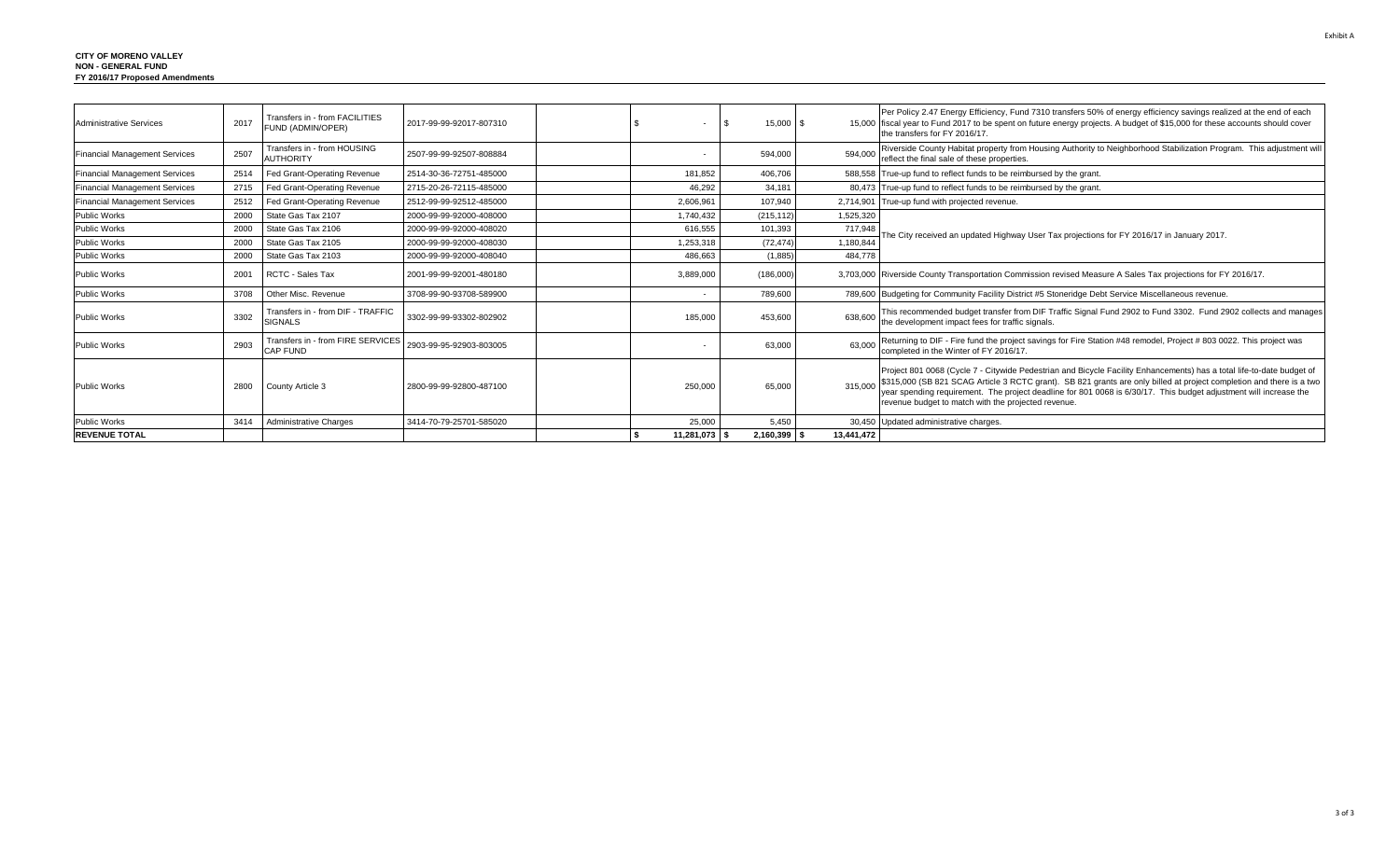Exhibit A

**CITY OF MORENO VALLEY**
**NON - GENERAL FUND**
**FY 2016/17 Proposed Amendments**

| | | | | | | | | |
|---|---|---|---|---|---|---|---|---|
| Administrative Services | 2017 | Transfers in - from FACILITIES FUND (ADMIN/OPER) | 2017-99-99-92017-807310 | | $ - | $ 15,000 | $ 15,000 | Per Policy 2.47 Energy Efficiency, Fund 7310 transfers 50% of energy efficiency savings realized at the end of each fiscal year to Fund 2017 to be spent on future energy projects. A budget of $15,000 for these accounts should cover the transfers for FY 2016/17. |
| Financial Management Services | 2507 | Transfers in - from HOUSING AUTHORITY | 2507-99-99-92507-808884 | | - | 594,000 | 594,000 | Riverside County Habitat property from Housing Authority to Neighborhood Stabilization Program. This adjustment will reflect the final sale of these properties. |
| Financial Management Services | 2514 | Fed Grant-Operating Revenue | 2514-30-36-72751-485000 | | 181,852 | 406,706 | 588,558 | True-up fund to reflect funds to be reimbursed by the grant. |
| Financial Management Services | 2715 | Fed Grant-Operating Revenue | 2715-20-26-72115-485000 | | 46,292 | 34,181 | 80,473 | True-up fund to reflect funds to be reimbursed by the grant. |
| Financial Management Services | 2512 | Fed Grant-Operating Revenue | 2512-99-99-92512-485000 | | 2,606,961 | 107,940 | 2,714,901 | True-up fund with projected revenue. |
| Public Works | 2000 | State Gas Tax 2107 | 2000-99-99-92000-408000 | | 1,740,432 | (215,112) | 1,525,320 | The City received an updated Highway User Tax projections for FY 2016/17 in January 2017. |
| Public Works | 2000 | State Gas Tax 2106 | 2000-99-99-92000-408020 | | 616,555 | 101,393 | 717,948 | |
| Public Works | 2000 | State Gas Tax 2105 | 2000-99-99-92000-408030 | | 1,253,318 | (72,474) | 1,180,844 | |
| Public Works | 2000 | State Gas Tax 2103 | 2000-99-99-92000-408040 | | 486,663 | (1,885) | 484,778 | |
| Public Works | 2001 | RCTC - Sales Tax | 2001-99-99-92001-480180 | | 3,889,000 | (186,000) | 3,703,000 | Riverside County Transportation Commission revised Measure A Sales Tax projections for FY 2016/17. |
| Public Works | 3708 | Other Misc. Revenue | 3708-99-90-93708-589900 | | - | 789,600 | 789,600 | Budgeting for Community Facility District #5 Stoneridge Debt Service Miscellaneous revenue. |
| Public Works | 3302 | Transfers in - from DIF - TRAFFIC SIGNALS | 3302-99-99-93302-802902 | | 185,000 | 453,600 | 638,600 | This recommended budget transfer from DIF Traffic Signal Fund 2902 to Fund 3302. Fund 2902 collects and manages the development impact fees for traffic signals. |
| Public Works | 2903 | Transfers in - from FIRE SERVICES CAP FUND | 2903-99-95-92903-803005 | | - | 63,000 | 63,000 | Returning to DIF - Fire fund the project savings for Fire Station #48 remodel, Project # 803 0022. This project was completed in the Winter of FY 2016/17. |
| Public Works | 2800 | County Article 3 | 2800-99-99-92800-487100 | | 250,000 | 65,000 | 315,000 | Project 801 0068 (Cycle 7 - Citywide Pedestrian and Bicycle Facility Enhancements) has a total life-to-date budget of $315,000 (SB 821 SCAG Article 3 RCTC grant). SB 821 grants are only billed at project completion and there is a two year spending requirement. The project deadline for 801 0068 is 6/30/17. This budget adjustment will increase the revenue budget to match with the projected revenue. |
| Public Works | 3414 | Administrative Charges | 3414-70-79-25701-585020 | | 25,000 | 5,450 | 30,450 | Updated administrative charges. |
| **REVENUE TOTAL** | | | | | **$ 11,281,073** | **$ 2,160,399** | **$ 13,441,472** | |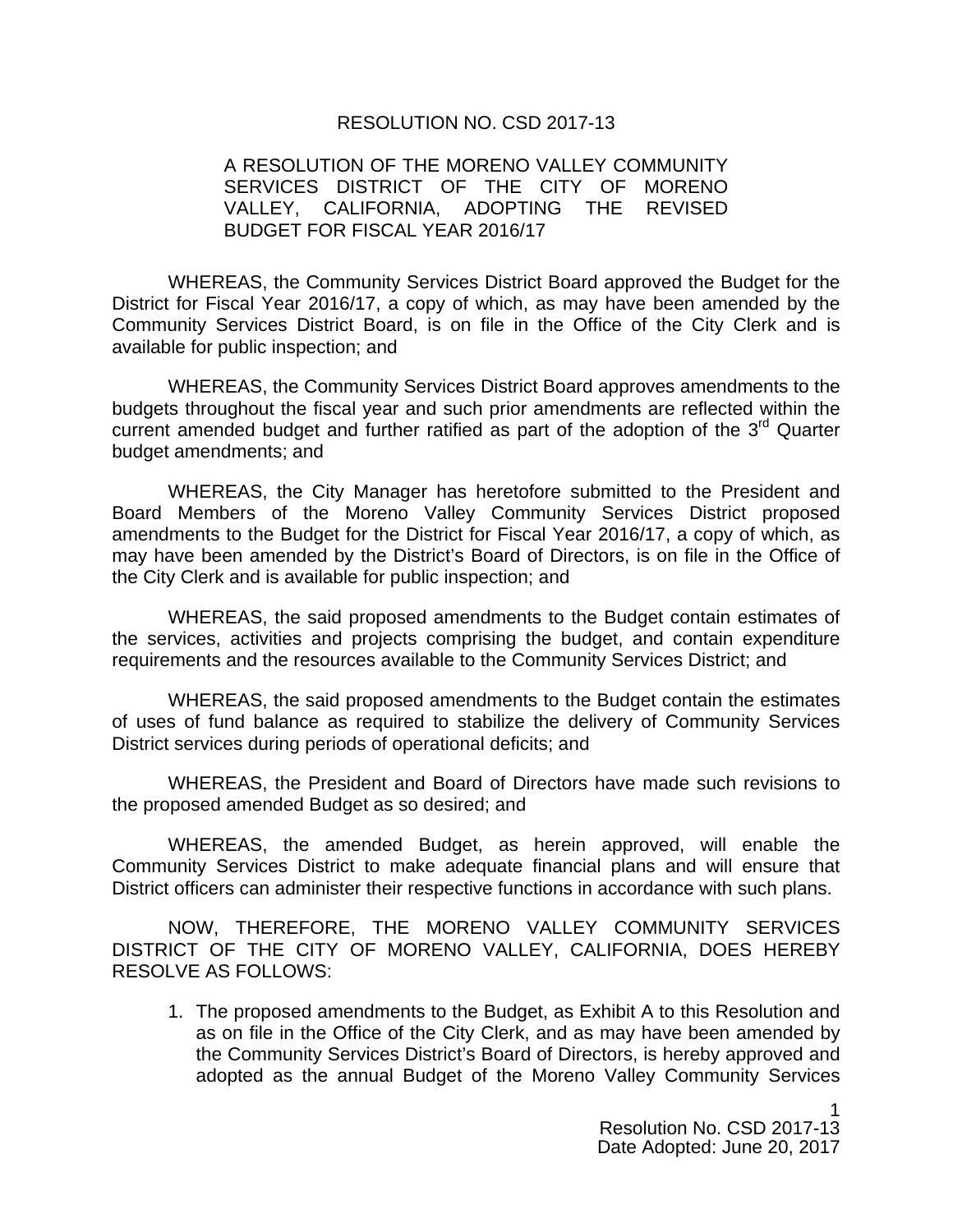RESOLUTION NO. CSD 2017-13

A RESOLUTION OF THE MORENO VALLEY COMMUNITY SERVICES DISTRICT OF THE CITY OF MORENO VALLEY, CALIFORNIA, ADOPTING THE REVISED BUDGET FOR FISCAL YEAR 2016/17

WHEREAS, the Community Services District Board approved the Budget for the District for Fiscal Year 2016/17, a copy of which, as may have been amended by the Community Services District Board, is on file in the Office of the City Clerk and is available for public inspection; and

WHEREAS, the Community Services District Board approves amendments to the budgets throughout the fiscal year and such prior amendments are reflected within the current amended budget and further ratified as part of the adoption of the 3rd Quarter budget amendments; and

WHEREAS, the City Manager has heretofore submitted to the President and Board Members of the Moreno Valley Community Services District proposed amendments to the Budget for the District for Fiscal Year 2016/17, a copy of which, as may have been amended by the District's Board of Directors, is on file in the Office of the City Clerk and is available for public inspection; and

WHEREAS, the said proposed amendments to the Budget contain estimates of the services, activities and projects comprising the budget, and contain expenditure requirements and the resources available to the Community Services District; and

WHEREAS, the said proposed amendments to the Budget contain the estimates of uses of fund balance as required to stabilize the delivery of Community Services District services during periods of operational deficits; and

WHEREAS, the President and Board of Directors have made such revisions to the proposed amended Budget as so desired; and

WHEREAS, the amended Budget, as herein approved, will enable the Community Services District to make adequate financial plans and will ensure that District officers can administer their respective functions in accordance with such plans.

NOW, THEREFORE, THE MORENO VALLEY COMMUNITY SERVICES DISTRICT OF THE CITY OF MORENO VALLEY, CALIFORNIA, DOES HEREBY RESOLVE AS FOLLOWS:

1. The proposed amendments to the Budget, as Exhibit A to this Resolution and as on file in the Office of the City Clerk, and as may have been amended by the Community Services District's Board of Directors, is hereby approved and adopted as the annual Budget of the Moreno Valley Community Services

Resolution No. CSD 2017-13
Date Adopted: June 20, 2017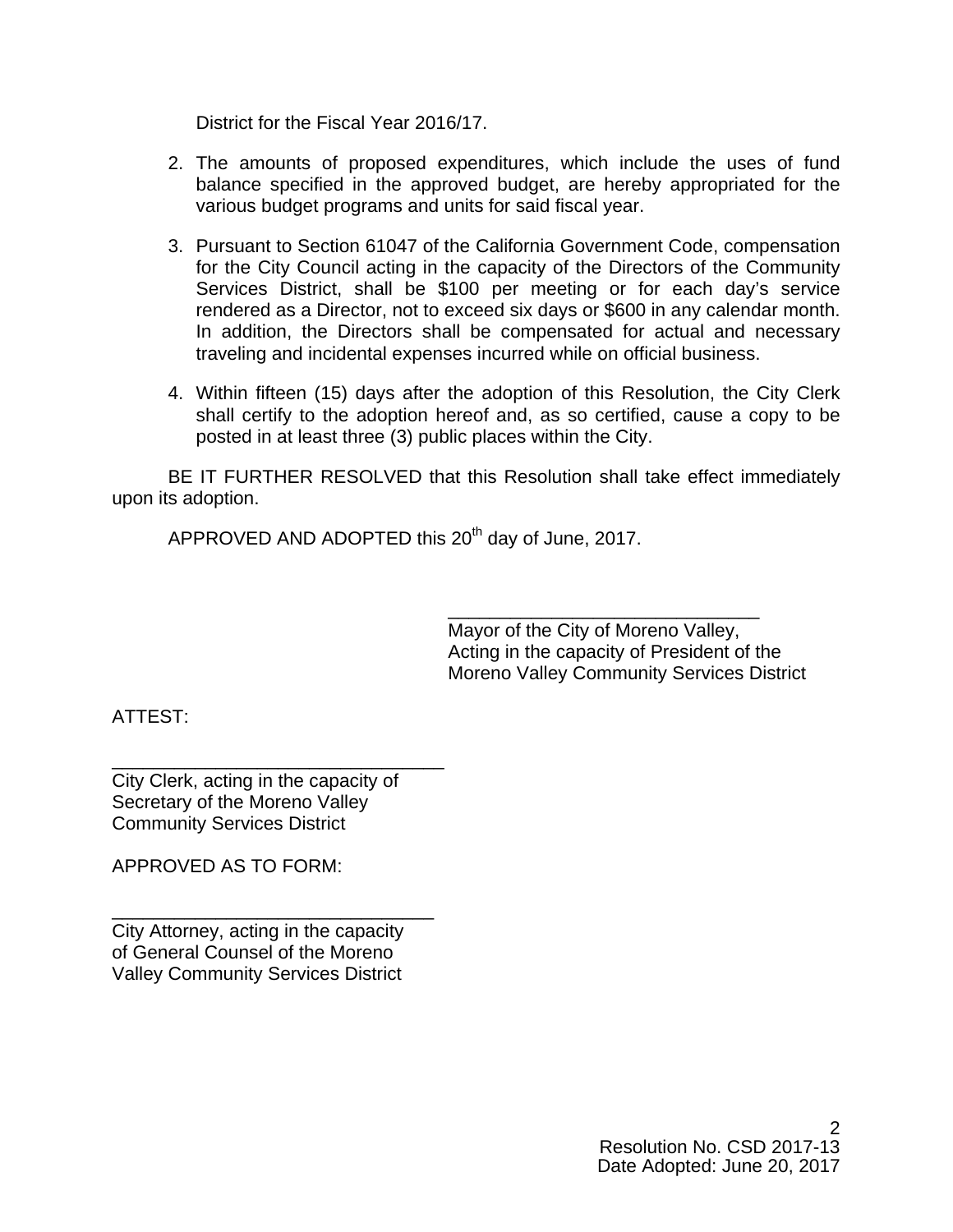District for the Fiscal Year 2016/17.

2. The amounts of proposed expenditures, which include the uses of fund balance specified in the approved budget, are hereby appropriated for the various budget programs and units for said fiscal year.

3. Pursuant to Section 61047 of the California Government Code, compensation for the City Council acting in the capacity of the Directors of the Community Services District, shall be $100 per meeting or for each day's service rendered as a Director, not to exceed six days or $600 in any calendar month. In addition, the Directors shall be compensated for actual and necessary traveling and incidental expenses incurred while on official business.

4. Within fifteen (15) days after the adoption of this Resolution, the City Clerk shall certify to the adoption hereof and, as so certified, cause a copy to be posted in at least three (3) public places within the City.

BE IT FURTHER RESOLVED that this Resolution shall take effect immediately upon its adoption.

APPROVED AND ADOPTED this 20th day of June, 2017.

______________________________
Mayor of the City of Moreno Valley,
Acting in the capacity of President of the
Moreno Valley Community Services District

ATTEST:

________________________________
City Clerk, acting in the capacity of
Secretary of the Moreno Valley
Community Services District

APPROVED AS TO FORM:

_______________________________
City Attorney, acting in the capacity
of General Counsel of the Moreno
Valley Community Services District

Resolution No. CSD 2017-13
Date Adopted: June 20, 2017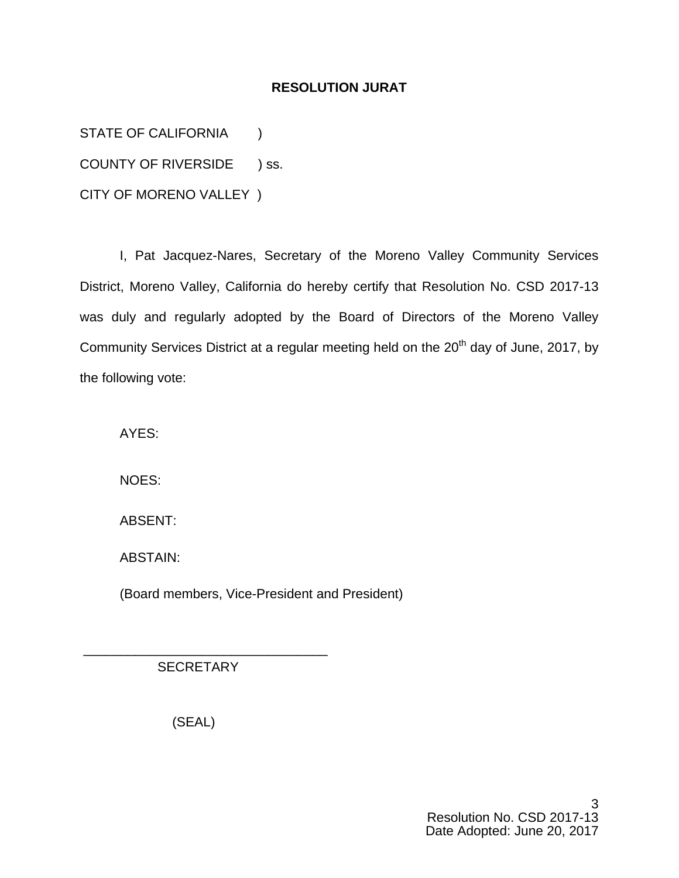# RESOLUTION JURAT

STATE OF CALIFORNIA )

COUNTY OF RIVERSIDE ) ss.

CITY OF MORENO VALLEY )

I, Pat Jacquez-Nares, Secretary of the Moreno Valley Community Services District, Moreno Valley, California do hereby certify that Resolution No. CSD 2017-13 was duly and regularly adopted by the Board of Directors of the Moreno Valley Community Services District at a regular meeting held on the 20th day of June, 2017, by the following vote:

AYES:

NOES:

ABSENT:

ABSTAIN:

(Board members, Vice-President and President)

_________________________________
SECRETARY

(SEAL)

Resolution No. CSD 2017-13
Date Adopted: June 20, 2017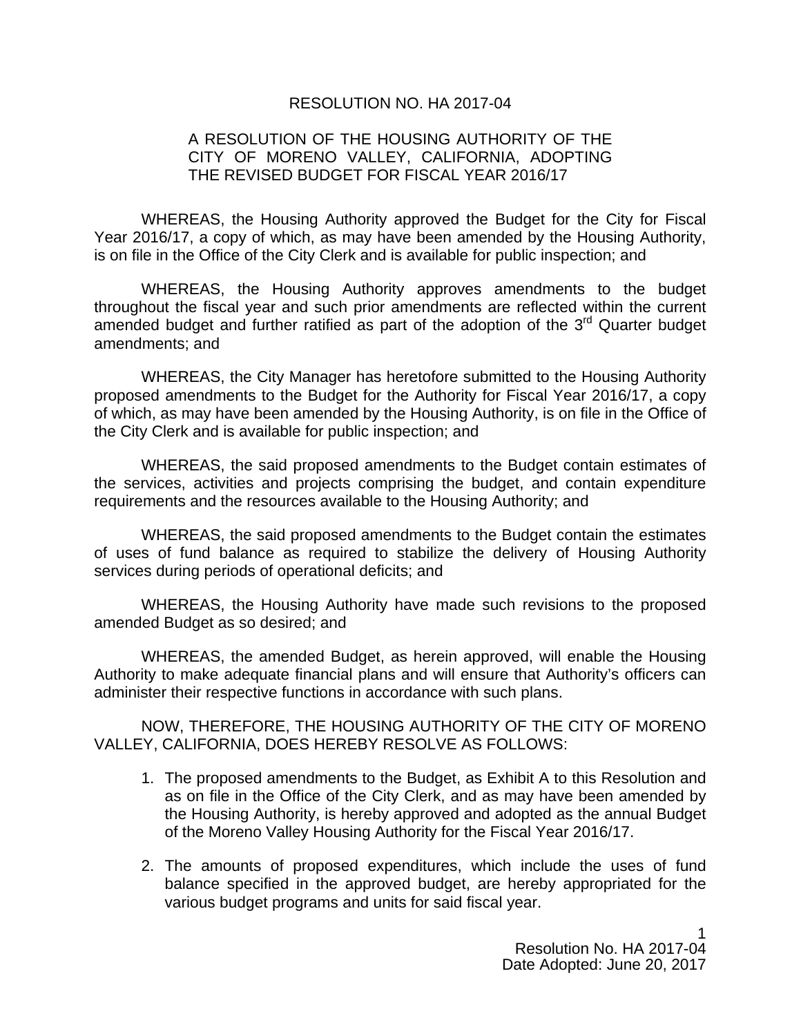RESOLUTION NO. HA 2017-04

A RESOLUTION OF THE HOUSING AUTHORITY OF THE CITY OF MORENO VALLEY, CALIFORNIA, ADOPTING THE REVISED BUDGET FOR FISCAL YEAR 2016/17

WHEREAS, the Housing Authority approved the Budget for the City for Fiscal Year 2016/17, a copy of which, as may have been amended by the Housing Authority, is on file in the Office of the City Clerk and is available for public inspection; and

WHEREAS, the Housing Authority approves amendments to the budget throughout the fiscal year and such prior amendments are reflected within the current amended budget and further ratified as part of the adoption of the 3rd Quarter budget amendments; and

WHEREAS, the City Manager has heretofore submitted to the Housing Authority proposed amendments to the Budget for the Authority for Fiscal Year 2016/17, a copy of which, as may have been amended by the Housing Authority, is on file in the Office of the City Clerk and is available for public inspection; and

WHEREAS, the said proposed amendments to the Budget contain estimates of the services, activities and projects comprising the budget, and contain expenditure requirements and the resources available to the Housing Authority; and

WHEREAS, the said proposed amendments to the Budget contain the estimates of uses of fund balance as required to stabilize the delivery of Housing Authority services during periods of operational deficits; and

WHEREAS, the Housing Authority have made such revisions to the proposed amended Budget as so desired; and

WHEREAS, the amended Budget, as herein approved, will enable the Housing Authority to make adequate financial plans and will ensure that Authority's officers can administer their respective functions in accordance with such plans.

NOW, THEREFORE, THE HOUSING AUTHORITY OF THE CITY OF MORENO VALLEY, CALIFORNIA, DOES HEREBY RESOLVE AS FOLLOWS:

1. The proposed amendments to the Budget, as Exhibit A to this Resolution and as on file in the Office of the City Clerk, and as may have been amended by the Housing Authority, is hereby approved and adopted as the annual Budget of the Moreno Valley Housing Authority for the Fiscal Year 2016/17.

2. The amounts of proposed expenditures, which include the uses of fund balance specified in the approved budget, are hereby appropriated for the various budget programs and units for said fiscal year.

Resolution No. HA 2017-04
Date Adopted: June 20, 2017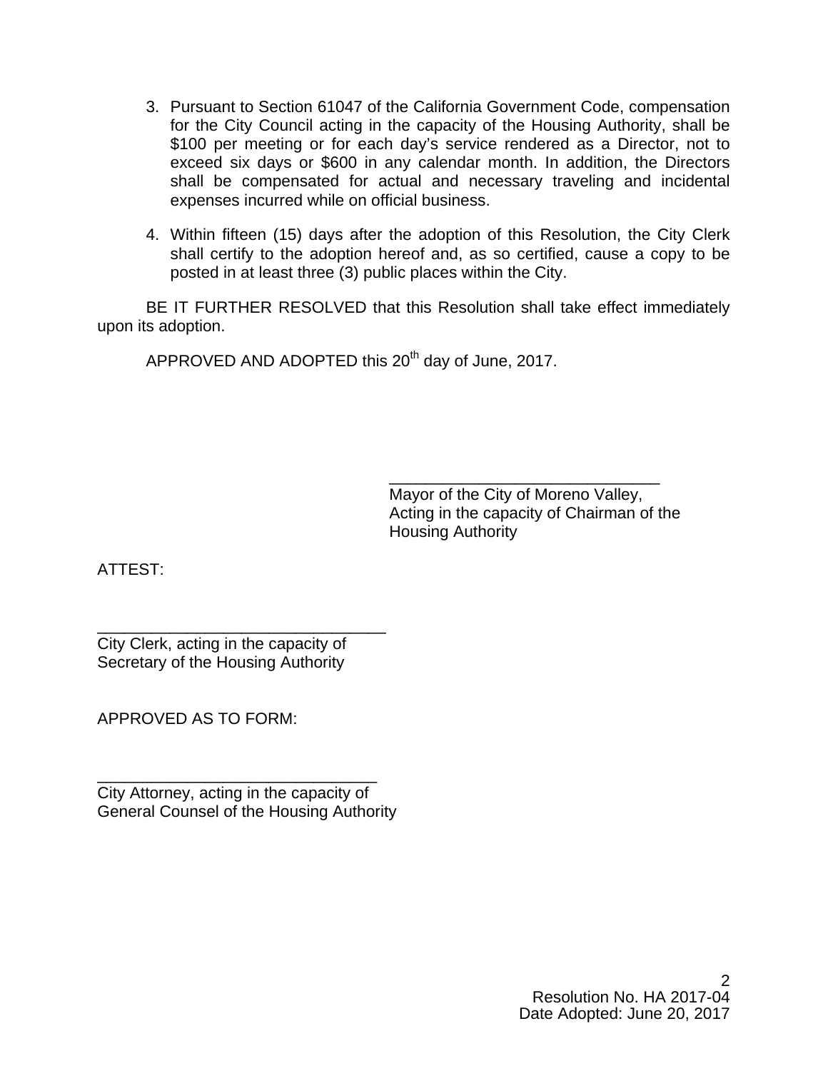3. Pursuant to Section 61047 of the California Government Code, compensation for the City Council acting in the capacity of the Housing Authority, shall be $100 per meeting or for each day's service rendered as a Director, not to exceed six days or $600 in any calendar month. In addition, the Directors shall be compensated for actual and necessary traveling and incidental expenses incurred while on official business.

4. Within fifteen (15) days after the adoption of this Resolution, the City Clerk shall certify to the adoption hereof and, as so certified, cause a copy to be posted in at least three (3) public places within the City.

BE IT FURTHER RESOLVED that this Resolution shall take effect immediately upon its adoption.

APPROVED AND ADOPTED this 20th day of June, 2017.

\_\_\_\_\_\_\_\_\_\_\_\_\_\_\_\_\_\_\_\_\_\_\_\_\_\_\_\_\_\_
Mayor of the City of Moreno Valley,
Acting in the capacity of Chairman of the Housing Authority

ATTEST:

\_\_\_\_\_\_\_\_\_\_\_\_\_\_\_\_\_\_\_\_\_\_\_\_\_\_\_\_\_\_
City Clerk, acting in the capacity of
Secretary of the Housing Authority

APPROVED AS TO FORM:

\_\_\_\_\_\_\_\_\_\_\_\_\_\_\_\_\_\_\_\_\_\_\_\_\_\_\_\_\_\_
City Attorney, acting in the capacity of
General Counsel of the Housing Authority

Resolution No. HA 2017-04
Date Adopted: June 20, 2017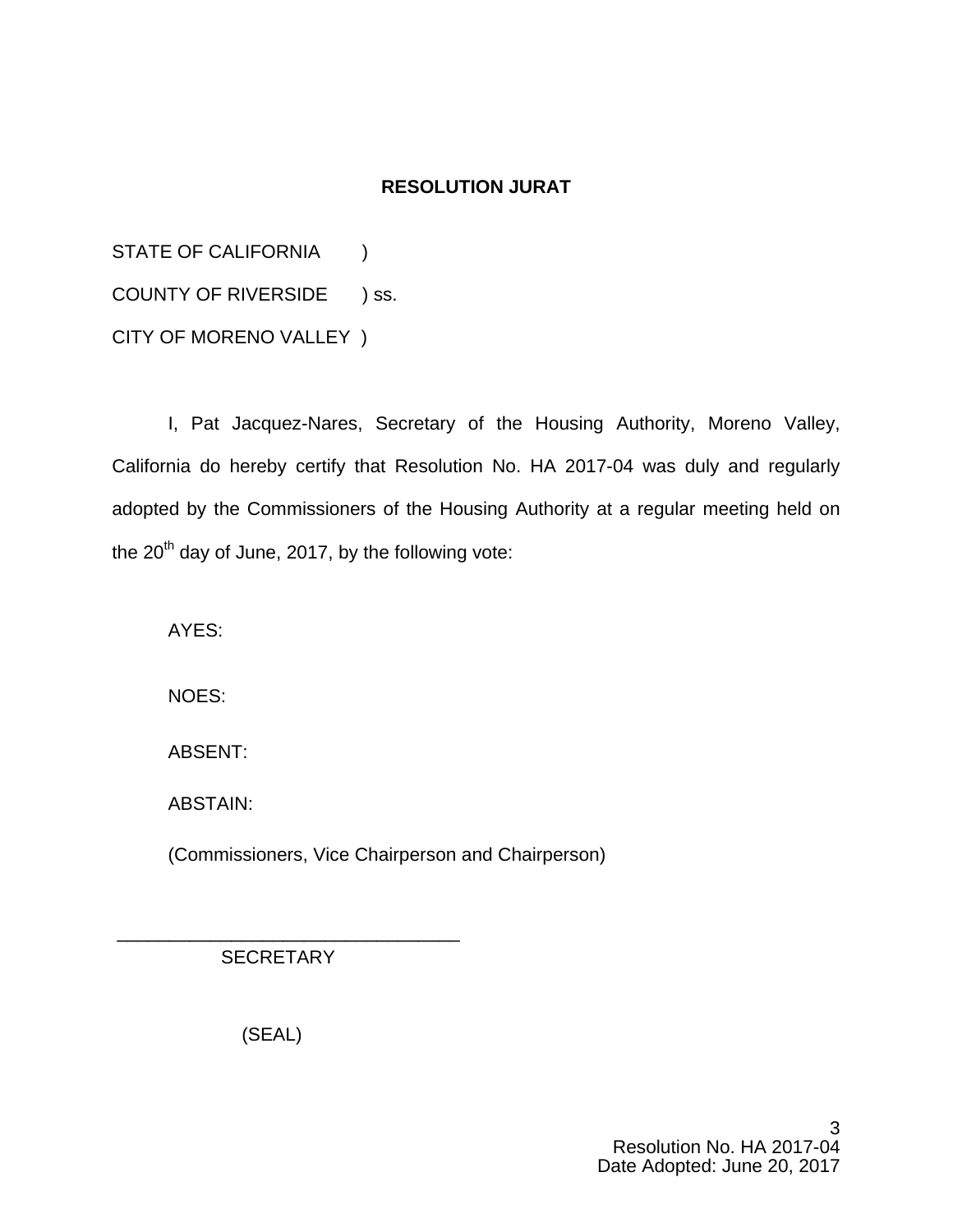**RESOLUTION JURAT**

STATE OF CALIFORNIA )

COUNTY OF RIVERSIDE ) ss.

CITY OF MORENO VALLEY )

I, Pat Jacquez-Nares, Secretary of the Housing Authority, Moreno Valley, California do hereby certify that Resolution No. HA 2017-04 was duly and regularly adopted by the Commissioners of the Housing Authority at a regular meeting held on the 20th day of June, 2017, by the following vote:

AYES:

NOES:

ABSENT:

ABSTAIN:

(Commissioners, Vice Chairperson and Chairperson)

\_\_\_\_\_\_\_\_\_\_\_\_\_\_\_\_\_\_\_\_\_\_\_\_\_\_\_\_\_\_\_\_\_\_

SECRETARY

(SEAL)

Resolution No. HA 2017-04
Date Adopted: June 20, 2017